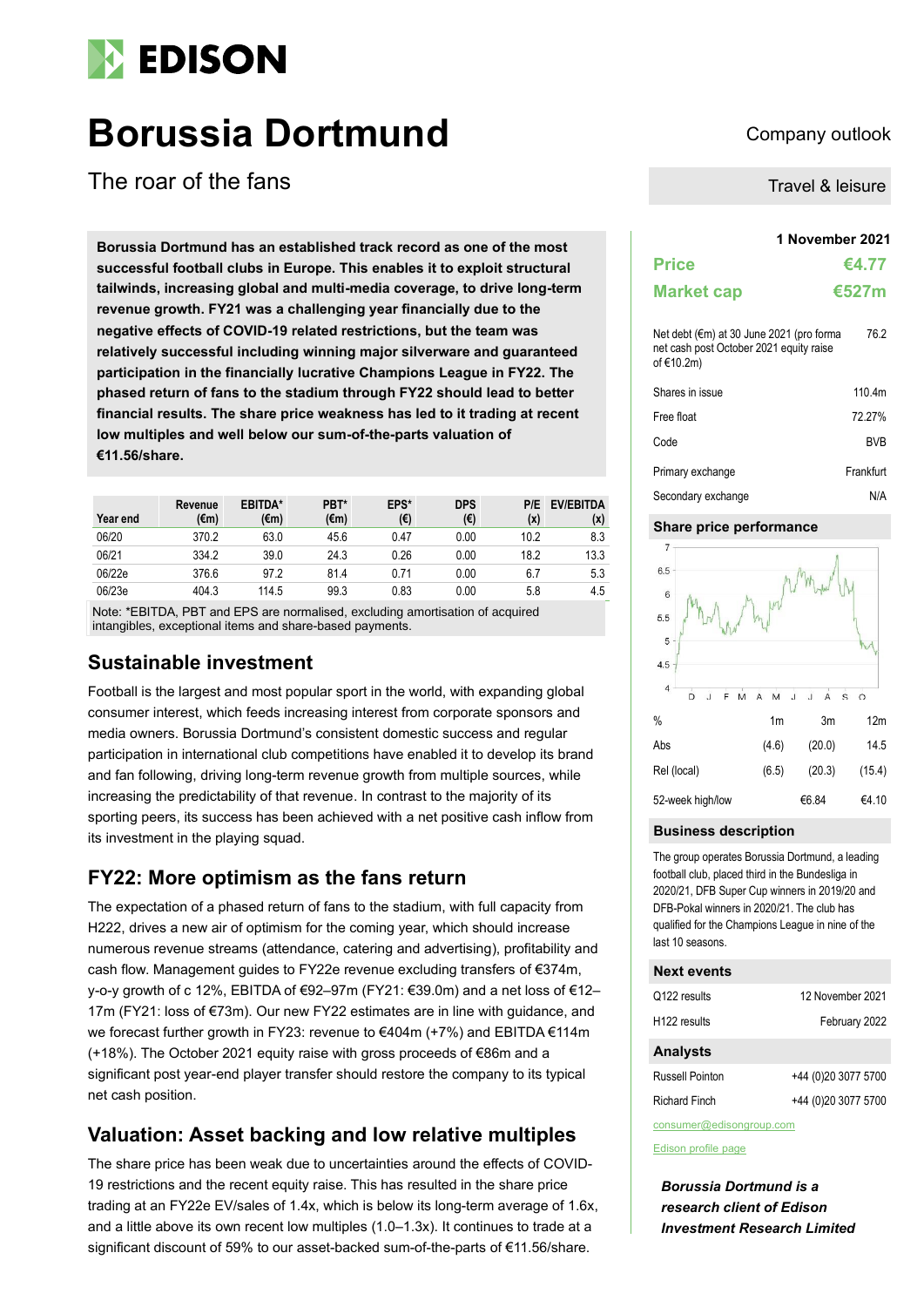# Borussia Dortmund

## The roar of the fans

Company outlook

Travel & leisure

**Borussia Dortmund has an established track record as one of the most successful football clubs in Europe. This enables it to exploit structural tailwinds, increasing global and multi-media coverage, to drive long-term revenue growth. FY21 was a challenging year financially due to the negative effects of COVID-19 related restrictions, but the team was relatively successful including winning major silverware and guaranteed participation in the financially lucrative Champions League in FY22. The phased return of fans to the stadium through FY22 should lead to better financial results. The share price weakness has led to it trading at recent low multiples and well below our sum-of-the-parts valuation of €11.56/share.**

| Year end | Revenue (€m) | EBITDA* (€m) | PBT* (€m) | EPS* (€) | DPS (€) | P/E (x) | EV/EBITDA (x) |
|---|---|---|---|---|---|---|---|
| 06/20 | 370.2 | 63.0 | 45.6 | 0.47 | 0.00 | 10.2 | 8.3 |
| 06/21 | 334.2 | 39.0 | 24.3 | 0.26 | 0.00 | 18.2 | 13.3 |
| 06/22e | 376.6 | 97.2 | 81.4 | 0.71 | 0.00 | 6.7 | 5.3 |
| 06/23e | 404.3 | 114.5 | 99.3 | 0.83 | 0.00 | 5.8 | 4.5 |

Note: *EBITDA, PBT and EPS are normalised, excluding amortisation of acquired intangibles, exceptional items and share-based payments.

## Sustainable investment

Football is the largest and most popular sport in the world, with expanding global consumer interest, which feeds increasing interest from corporate sponsors and media owners. Borussia Dortmund's consistent domestic success and regular participation in international club competitions have enabled it to develop its brand and fan following, driving long-term revenue growth from multiple sources, while increasing the predictability of that revenue. In contrast to the majority of its sporting peers, its success has been achieved with a net positive cash inflow from its investment in the playing squad.

## FY22: More optimism as the fans return

The expectation of a phased return of fans to the stadium, with full capacity from H222, drives a new air of optimism for the coming year, which should increase numerous revenue streams (attendance, catering and advertising), profitability and cash flow. Management guides to FY22e revenue excluding transfers of €374m, y-o-y growth of c 12%, EBITDA of €92–97m (FY21: €39.0m) and a net loss of €12–17m (FY21: loss of €73m). Our new FY22 estimates are in line with guidance, and we forecast further growth in FY23: revenue to €404m (+7%) and EBITDA €114m (+18%). The October 2021 equity raise with gross proceeds of €86m and a significant post year-end player transfer should restore the company to its typical net cash position.

## Valuation: Asset backing and low relative multiples

The share price has been weak due to uncertainties around the effects of COVID-19 restrictions and the recent equity raise. This has resulted in the share price trading at an FY22e EV/sales of 1.4x, which is below its long-term average of 1.6x, and a little above its own recent low multiples (1.0–1.3x). It continues to trade at a significant discount of 59% to our asset-backed sum-of-the-parts of €11.56/share.

**1 November 2021**

| | |
|---|---|
| **Price** | **€4.77** |
| **Market cap** | **€527m** |

| | |
|---|---|
| Net debt (€m) at 30 June 2021 (pro forma net cash post October 2021 equity raise of €10.2m) | 76.2 |
| Shares in issue | 110.4m |
| Free float | 72.27% |
| Code | BVB |
| Primary exchange | Frankfurt |
| Secondary exchange | N/A |

### Share price performance

| % | 1m | 3m | 12m |
|---|---|---|---|
| Abs | (4.6) | (20.0) | 14.5 |
| Rel (local) | (6.5) | (20.3) | (15.4) |
| 52-week high/low | | €6.84 | €4.10 |

### Business description

The group operates Borussia Dortmund, a leading football club, placed third in the Bundesliga in 2020/21, DFB Super Cup winners in 2019/20 and DFB-Pokal winners in 2020/21. The club has qualified for the Champions League in nine of the last 10 seasons.

### Next events

| | |
|---|---|
| Q122 results | 12 November 2021 |
| H122 results | February 2022 |

### Analysts

| | |
|---|---|
| Russell Pointon | +44 (0)20 3077 5700 |
| Richard Finch | +44 (0)20 3077 5700 |

consumer@edisongroup.com

Edison profile page

***Borussia Dortmund is a research client of Edison Investment Research Limited***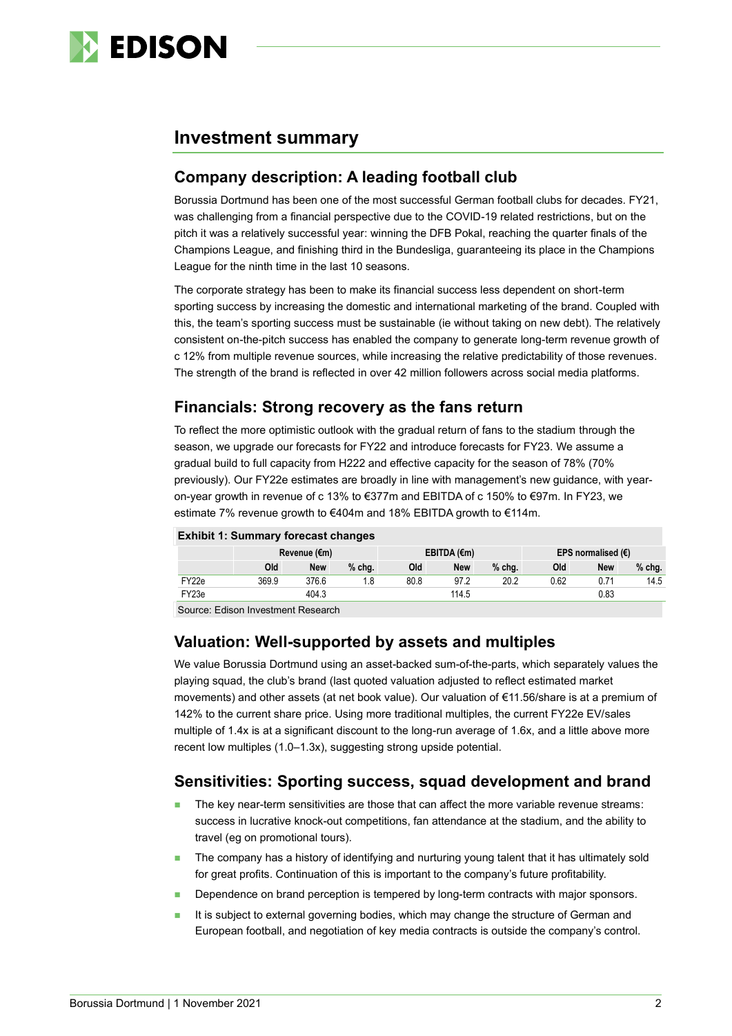# Investment summary

## Company description: A leading football club

Borussia Dortmund has been one of the most successful German football clubs for decades. FY21, was challenging from a financial perspective due to the COVID-19 related restrictions, but on the pitch it was a relatively successful year: winning the DFB Pokal, reaching the quarter finals of the Champions League, and finishing third in the Bundesliga, guaranteeing its place in the Champions League for the ninth time in the last 10 seasons.

The corporate strategy has been to make its financial success less dependent on short-term sporting success by increasing the domestic and international marketing of the brand. Coupled with this, the team's sporting success must be sustainable (ie without taking on new debt). The relatively consistent on-the-pitch success has enabled the company to generate long-term revenue growth of c 12% from multiple revenue sources, while increasing the relative predictability of those revenues. The strength of the brand is reflected in over 42 million followers across social media platforms.

## Financials: Strong recovery as the fans return

To reflect the more optimistic outlook with the gradual return of fans to the stadium through the season, we upgrade our forecasts for FY22 and introduce forecasts for FY23. We assume a gradual build to full capacity from H222 and effective capacity for the season of 78% (70% previously). Our FY22e estimates are broadly in line with management's new guidance, with year-on-year growth in revenue of c 13% to €377m and EBITDA of c 150% to €97m. In FY23, we estimate 7% revenue growth to €404m and 18% EBITDA growth to €114m.

**Exhibit 1: Summary forecast changes**

| | Revenue (€m) | | | EBITDA (€m) | | | EPS normalised (€) | | |
|---|---|---|---|---|---|---|---|---|---|
| | Old | New | % chg. | Old | New | % chg. | Old | New | % chg. |
| FY22e | 369.9 | 376.6 | 1.8 | 80.8 | 97.2 | 20.2 | 0.62 | 0.71 | 14.5 |
| FY23e | | 404.3 | | | 114.5 | | | 0.83 | |

Source: Edison Investment Research

## Valuation: Well-supported by assets and multiples

We value Borussia Dortmund using an asset-backed sum-of-the-parts, which separately values the playing squad, the club's brand (last quoted valuation adjusted to reflect estimated market movements) and other assets (at net book value). Our valuation of €11.56/share is at a premium of 142% to the current share price. Using more traditional multiples, the current FY22e EV/sales multiple of 1.4x is at a significant discount to the long-run average of 1.6x, and a little above more recent low multiples (1.0–1.3x), suggesting strong upside potential.

## Sensitivities: Sporting success, squad development and brand

- The key near-term sensitivities are those that can affect the more variable revenue streams: success in lucrative knock-out competitions, fan attendance at the stadium, and the ability to travel (eg on promotional tours).
- The company has a history of identifying and nurturing young talent that it has ultimately sold for great profits. Continuation of this is important to the company's future profitability.
- Dependence on brand perception is tempered by long-term contracts with major sponsors.
- It is subject to external governing bodies, which may change the structure of German and European football, and negotiation of key media contracts is outside the company's control.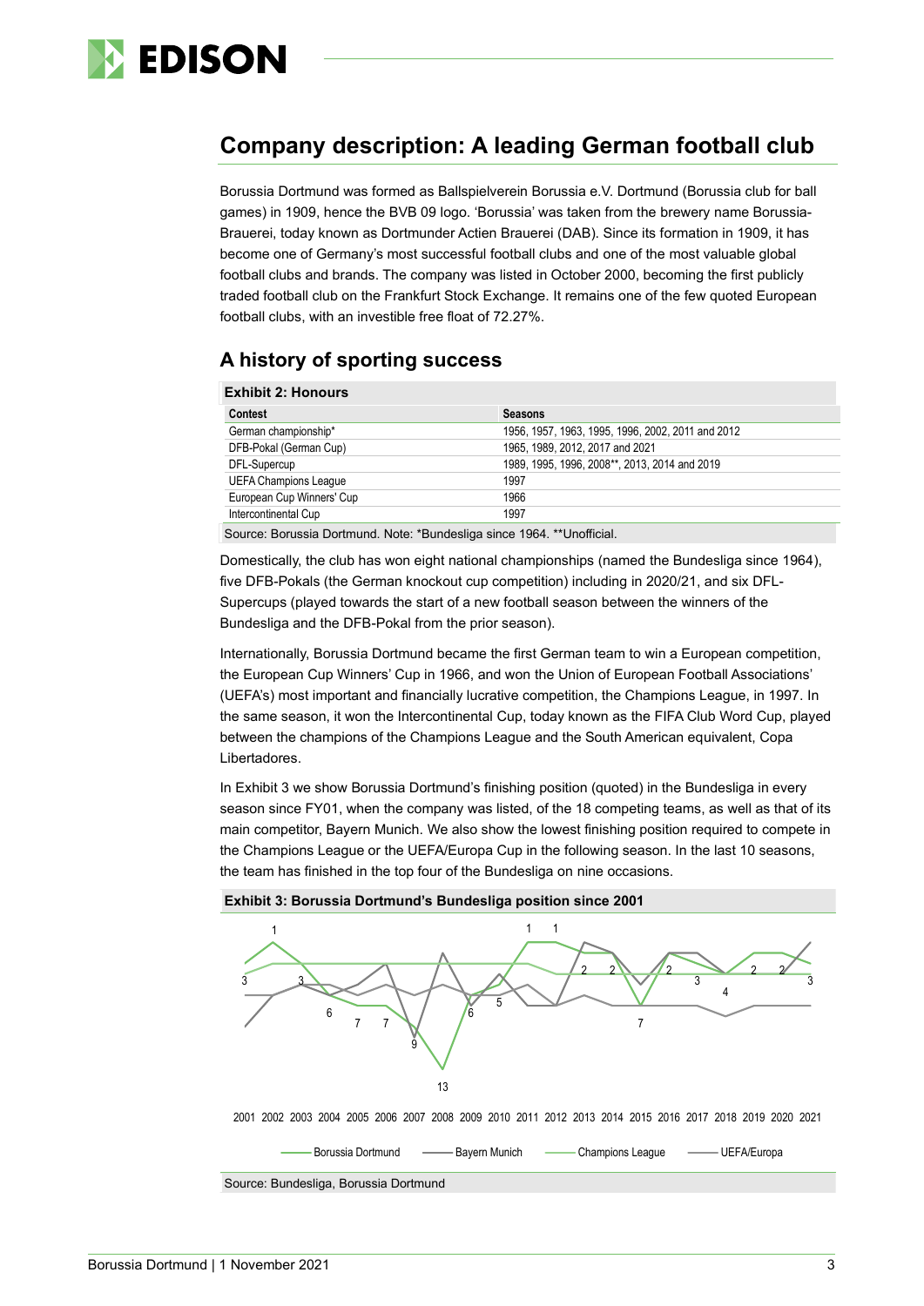## Company description: A leading German football club

Borussia Dortmund was formed as Ballspielverein Borussia e.V. Dortmund (Borussia club for ball games) in 1909, hence the BVB 09 logo. 'Borussia' was taken from the brewery name Borussia-Brauerei, today known as Dortmunder Actien Brauerei (DAB). Since its formation in 1909, it has become one of Germany's most successful football clubs and one of the most valuable global football clubs and brands. The company was listed in October 2000, becoming the first publicly traded football club on the Frankfurt Stock Exchange. It remains one of the few quoted European football clubs, with an investible free float of 72.27%.

### A history of sporting success

**Exhibit 2: Honours**

| Contest | Seasons |
|---|---|
| German championship* | 1956, 1957, 1963, 1995, 1996, 2002, 2011 and 2012 |
| DFB-Pokal (German Cup) | 1965, 1989, 2012, 2017 and 2021 |
| DFL-Supercup | 1989, 1995, 1996, 2008**, 2013, 2014 and 2019 |
| UEFA Champions League | 1997 |
| European Cup Winners' Cup | 1966 |
| Intercontinental Cup | 1997 |

Source: Borussia Dortmund. Note: *Bundesliga since 1964. **Unofficial.

Domestically, the club has won eight national championships (named the Bundesliga since 1964), five DFB-Pokals (the German knockout cup competition) including in 2020/21, and six DFL-Supercups (played towards the start of a new football season between the winners of the Bundesliga and the DFB-Pokal from the prior season).

Internationally, Borussia Dortmund became the first German team to win a European competition, the European Cup Winners' Cup in 1966, and won the Union of European Football Associations' (UEFA's) most important and financially lucrative competition, the Champions League, in 1997. In the same season, it won the Intercontinental Cup, today known as the FIFA Club Word Cup, played between the champions of the Champions League and the South American equivalent, Copa Libertadores.

In Exhibit 3 we show Borussia Dortmund's finishing position (quoted) in the Bundesliga in every season since FY01, when the company was listed, of the 18 competing teams, as well as that of its main competitor, Bayern Munich. We also show the lowest finishing position required to compete in the Champions League or the UEFA/Europa Cup in the following season. In the last 10 seasons, the team has finished in the top four of the Bundesliga on nine occasions.

**Exhibit 3: Borussia Dortmund's Bundesliga position since 2001**

Source: Bundesliga, Borussia Dortmund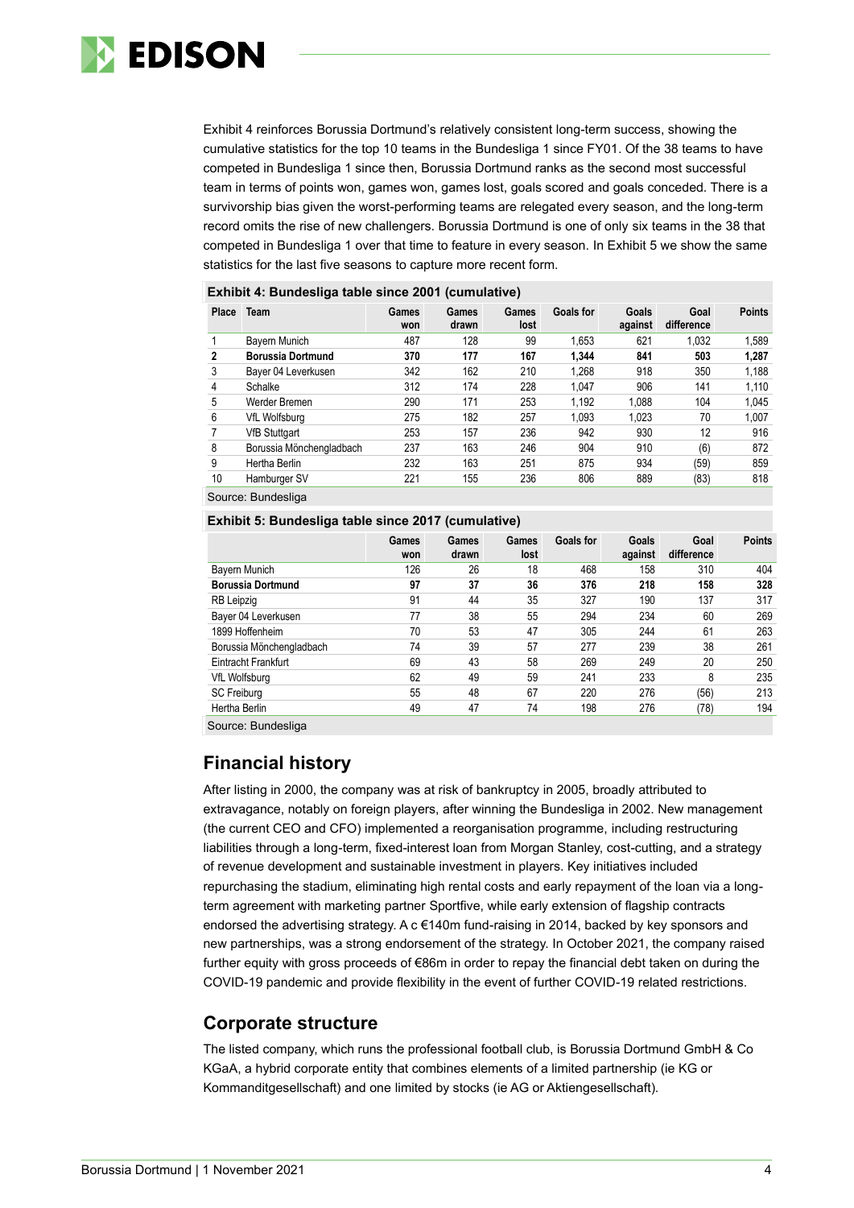Exhibit 4 reinforces Borussia Dortmund's relatively consistent long-term success, showing the cumulative statistics for the top 10 teams in the Bundesliga 1 since FY01. Of the 38 teams to have competed in Bundesliga 1 since then, Borussia Dortmund ranks as the second most successful team in terms of points won, games won, games lost, goals scored and goals conceded. There is a survivorship bias given the worst-performing teams are relegated every season, and the long-term record omits the rise of new challengers. Borussia Dortmund is one of only six teams in the 38 that competed in Bundesliga 1 over that time to feature in every season. In Exhibit 5 we show the same statistics for the last five seasons to capture more recent form.

**Exhibit 4: Bundesliga table since 2001 (cumulative)**

| Place | Team | Games won | Games drawn | Games lost | Goals for | Goals against | Goal difference | Points |
|---|---|---|---|---|---|---|---|---|
| 1 | Bayern Munich | 487 | 128 | 99 | 1,653 | 621 | 1,032 | 1,589 |
| **2** | **Borussia Dortmund** | **370** | **177** | **167** | **1,344** | **841** | **503** | **1,287** |
| 3 | Bayer 04 Leverkusen | 342 | 162 | 210 | 1,268 | 918 | 350 | 1,188 |
| 4 | Schalke | 312 | 174 | 228 | 1,047 | 906 | 141 | 1,110 |
| 5 | Werder Bremen | 290 | 171 | 253 | 1,192 | 1,088 | 104 | 1,045 |
| 6 | VfL Wolfsburg | 275 | 182 | 257 | 1,093 | 1,023 | 70 | 1,007 |
| 7 | VfB Stuttgart | 253 | 157 | 236 | 942 | 930 | 12 | 916 |
| 8 | Borussia Mönchengladbach | 237 | 163 | 246 | 904 | 910 | (6) | 872 |
| 9 | Hertha Berlin | 232 | 163 | 251 | 875 | 934 | (59) | 859 |
| 10 | Hamburger SV | 221 | 155 | 236 | 806 | 889 | (83) | 818 |

Source: Bundesliga

**Exhibit 5: Bundesliga table since 2017 (cumulative)**

| | Games won | Games drawn | Games lost | Goals for | Goals against | Goal difference | Points |
|---|---|---|---|---|---|---|---|
| Bayern Munich | 126 | 26 | 18 | 468 | 158 | 310 | 404 |
| **Borussia Dortmund** | **97** | **37** | **36** | **376** | **218** | **158** | **328** |
| RB Leipzig | 91 | 44 | 35 | 327 | 190 | 137 | 317 |
| Bayer 04 Leverkusen | 77 | 38 | 55 | 294 | 234 | 60 | 269 |
| 1899 Hoffenheim | 70 | 53 | 47 | 305 | 244 | 61 | 263 |
| Borussia Mönchengladbach | 74 | 39 | 57 | 277 | 239 | 38 | 261 |
| Eintracht Frankfurt | 69 | 43 | 58 | 269 | 249 | 20 | 250 |
| VfL Wolfsburg | 62 | 49 | 59 | 241 | 233 | 8 | 235 |
| SC Freiburg | 55 | 48 | 67 | 220 | 276 | (56) | 213 |
| Hertha Berlin | 49 | 47 | 74 | 198 | 276 | (78) | 194 |

Source: Bundesliga

## Financial history

After listing in 2000, the company was at risk of bankruptcy in 2005, broadly attributed to extravagance, notably on foreign players, after winning the Bundesliga in 2002. New management (the current CEO and CFO) implemented a reorganisation programme, including restructuring liabilities through a long-term, fixed-interest loan from Morgan Stanley, cost-cutting, and a strategy of revenue development and sustainable investment in players. Key initiatives included repurchasing the stadium, eliminating high rental costs and early repayment of the loan via a long-term agreement with marketing partner Sportfive, while early extension of flagship contracts endorsed the advertising strategy. A c €140m fund-raising in 2014, backed by key sponsors and new partnerships, was a strong endorsement of the strategy. In October 2021, the company raised further equity with gross proceeds of €86m in order to repay the financial debt taken on during the COVID-19 pandemic and provide flexibility in the event of further COVID-19 related restrictions.

## Corporate structure

The listed company, which runs the professional football club, is Borussia Dortmund GmbH & Co KGaA, a hybrid corporate entity that combines elements of a limited partnership (ie KG or Kommanditgesellschaft) and one limited by stocks (ie AG or Aktiengesellschaft).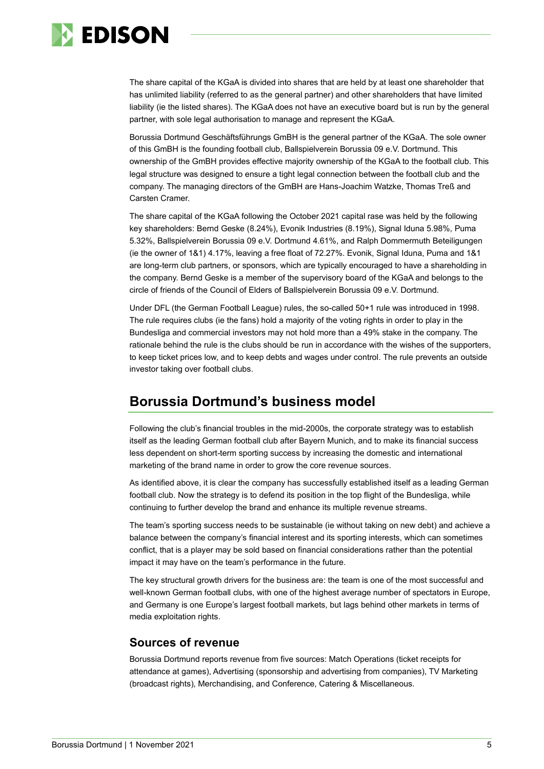The share capital of the KGaA is divided into shares that are held by at least one shareholder that has unlimited liability (referred to as the general partner) and other shareholders that have limited liability (ie the listed shares). The KGaA does not have an executive board but is run by the general partner, with sole legal authorisation to manage and represent the KGaA.

Borussia Dortmund Geschäftsführungs GmBH is the general partner of the KGaA. The sole owner of this GmBH is the founding football club, Ballspielverein Borussia 09 e.V. Dortmund. This ownership of the GmBH provides effective majority ownership of the KGaA to the football club. This legal structure was designed to ensure a tight legal connection between the football club and the company. The managing directors of the GmBH are Hans-Joachim Watzke, Thomas Treß and Carsten Cramer.

The share capital of the KGaA following the October 2021 capital rase was held by the following key shareholders: Bernd Geske (8.24%), Evonik Industries (8.19%), Signal Iduna 5.98%, Puma 5.32%, Ballspielverein Borussia 09 e.V. Dortmund 4.61%, and Ralph Dommermuth Beteiligungen (ie the owner of 1&1) 4.17%, leaving a free float of 72.27%. Evonik, Signal Iduna, Puma and 1&1 are long-term club partners, or sponsors, which are typically encouraged to have a shareholding in the company. Bernd Geske is a member of the supervisory board of the KGaA and belongs to the circle of friends of the Council of Elders of Ballspielverein Borussia 09 e.V. Dortmund.

Under DFL (the German Football League) rules, the so-called 50+1 rule was introduced in 1998. The rule requires clubs (ie the fans) hold a majority of the voting rights in order to play in the Bundesliga and commercial investors may not hold more than a 49% stake in the company. The rationale behind the rule is the clubs should be run in accordance with the wishes of the supporters, to keep ticket prices low, and to keep debts and wages under control. The rule prevents an outside investor taking over football clubs.

## Borussia Dortmund's business model

Following the club's financial troubles in the mid-2000s, the corporate strategy was to establish itself as the leading German football club after Bayern Munich, and to make its financial success less dependent on short-term sporting success by increasing the domestic and international marketing of the brand name in order to grow the core revenue sources.

As identified above, it is clear the company has successfully established itself as a leading German football club. Now the strategy is to defend its position in the top flight of the Bundesliga, while continuing to further develop the brand and enhance its multiple revenue streams.

The team's sporting success needs to be sustainable (ie without taking on new debt) and achieve a balance between the company's financial interest and its sporting interests, which can sometimes conflict, that is a player may be sold based on financial considerations rather than the potential impact it may have on the team's performance in the future.

The key structural growth drivers for the business are: the team is one of the most successful and well-known German football clubs, with one of the highest average number of spectators in Europe, and Germany is one Europe's largest football markets, but lags behind other markets in terms of media exploitation rights.

### Sources of revenue

Borussia Dortmund reports revenue from five sources: Match Operations (ticket receipts for attendance at games), Advertising (sponsorship and advertising from companies), TV Marketing (broadcast rights), Merchandising, and Conference, Catering & Miscellaneous.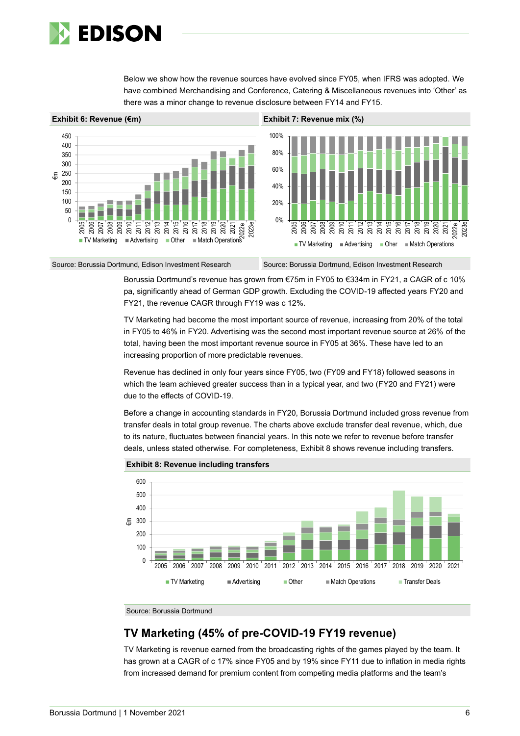Below we show how the revenue sources have evolved since FY05, when IFRS was adopted. We have combined Merchandising and Conference, Catering & Miscellaneous revenues into 'Other' as there was a minor change to revenue disclosure between FY14 and FY15.

**Exhibit 6: Revenue (€m)**

Source: Borussia Dortmund, Edison Investment Research

**Exhibit 7: Revenue mix (%)**

Source: Borussia Dortmund, Edison Investment Research

Borussia Dortmund's revenue has grown from €75m in FY05 to €334m in FY21, a CAGR of c 10% pa, significantly ahead of German GDP growth. Excluding the COVID-19 affected years FY20 and FY21, the revenue CAGR through FY19 was c 12%.

TV Marketing had become the most important source of revenue, increasing from 20% of the total in FY05 to 46% in FY20. Advertising was the second most important revenue source at 26% of the total, having been the most important revenue source in FY05 at 36%. These have led to an increasing proportion of more predictable revenues.

Revenue has declined in only four years since FY05, two (FY09 and FY18) followed seasons in which the team achieved greater success than in a typical year, and two (FY20 and FY21) were due to the effects of COVID-19.

Before a change in accounting standards in FY20, Borussia Dortmund included gross revenue from transfer deals in total group revenue. The charts above exclude transfer deal revenue, which, due to its nature, fluctuates between financial years. In this note we refer to revenue before transfer deals, unless stated otherwise. For completeness, Exhibit 8 shows revenue including transfers.

**Exhibit 8: Revenue including transfers**

Source: Borussia Dortmund

## TV Marketing (45% of pre-COVID-19 FY19 revenue)

TV Marketing is revenue earned from the broadcasting rights of the games played by the team. It has grown at a CAGR of c 17% since FY05 and by 19% since FY11 due to inflation in media rights from increased demand for premium content from competing media platforms and the team's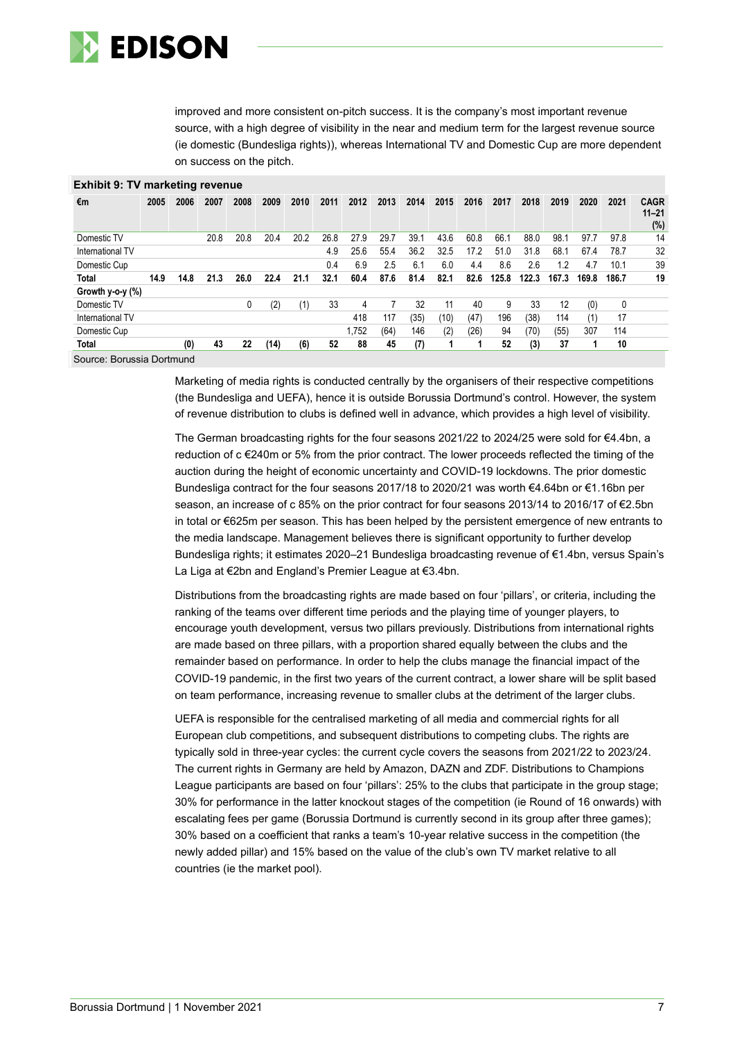improved and more consistent on-pitch success. It is the company's most important revenue source, with a high degree of visibility in the near and medium term for the largest revenue source (ie domestic (Bundesliga rights)), whereas International TV and Domestic Cup are more dependent on success on the pitch.

**Exhibit 9: TV marketing revenue**

| €m | 2005 | 2006 | 2007 | 2008 | 2009 | 2010 | 2011 | 2012 | 2013 | 2014 | 2015 | 2016 | 2017 | 2018 | 2019 | 2020 | 2021 | CAGR 11–21 (%) |
|---|---|---|---|---|---|---|---|---|---|---|---|---|---|---|---|---|---|---|
| Domestic TV | | | 20.8 | 20.8 | 20.4 | 20.2 | 26.8 | 27.9 | 29.7 | 39.1 | 43.6 | 60.8 | 66.1 | 88.0 | 98.1 | 97.7 | 97.8 | 14 |
| International TV | | | | | | | 4.9 | 25.6 | 55.4 | 36.2 | 32.5 | 17.2 | 51.0 | 31.8 | 68.1 | 67.4 | 78.7 | 32 |
| Domestic Cup | | | | | | | 0.4 | 6.9 | 2.5 | 6.1 | 6.0 | 4.4 | 8.6 | 2.6 | 1.2 | 4.7 | 10.1 | 39 |
| **Total** | **14.9** | **14.8** | **21.3** | **26.0** | **22.4** | **21.1** | **32.1** | **60.4** | **87.6** | **81.4** | **82.1** | **82.6** | **125.8** | **122.3** | **167.3** | **169.8** | **186.7** | **19** |
| **Growth y-o-y (%)** | | | | | | | | | | | | | | | | | | |
| Domestic TV | | | | 0 | (2) | (1) | 33 | 4 | 7 | 32 | 11 | 40 | 9 | 33 | 12 | (0) | 0 | |
| International TV | | | | | | | | 418 | 117 | (35) | (10) | (47) | 196 | (38) | 114 | (1) | 17 | |
| Domestic Cup | | | | | | | | 1,752 | (64) | 146 | (2) | (26) | 94 | (70) | (55) | 307 | 114 | |
| **Total** | | **(0)** | **43** | **22** | **(14)** | **(6)** | **52** | **88** | **45** | **(7)** | **1** | **1** | **52** | **(3)** | **37** | **1** | **10** | |

Source: Borussia Dortmund

Marketing of media rights is conducted centrally by the organisers of their respective competitions (the Bundesliga and UEFA), hence it is outside Borussia Dortmund's control. However, the system of revenue distribution to clubs is defined well in advance, which provides a high level of visibility.

The German broadcasting rights for the four seasons 2021/22 to 2024/25 were sold for €4.4bn, a reduction of c €240m or 5% from the prior contract. The lower proceeds reflected the timing of the auction during the height of economic uncertainty and COVID-19 lockdowns. The prior domestic Bundesliga contract for the four seasons 2017/18 to 2020/21 was worth €4.64bn or €1.16bn per season, an increase of c 85% on the prior contract for four seasons 2013/14 to 2016/17 of €2.5bn in total or €625m per season. This has been helped by the persistent emergence of new entrants to the media landscape. Management believes there is significant opportunity to further develop Bundesliga rights; it estimates 2020–21 Bundesliga broadcasting revenue of €1.4bn, versus Spain's La Liga at €2bn and England's Premier League at €3.4bn.

Distributions from the broadcasting rights are made based on four 'pillars', or criteria, including the ranking of the teams over different time periods and the playing time of younger players, to encourage youth development, versus two pillars previously. Distributions from international rights are made based on three pillars, with a proportion shared equally between the clubs and the remainder based on performance. In order to help the clubs manage the financial impact of the COVID-19 pandemic, in the first two years of the current contract, a lower share will be split based on team performance, increasing revenue to smaller clubs at the detriment of the larger clubs.

UEFA is responsible for the centralised marketing of all media and commercial rights for all European club competitions, and subsequent distributions to competing clubs. The rights are typically sold in three-year cycles: the current cycle covers the seasons from 2021/22 to 2023/24. The current rights in Germany are held by Amazon, DAZN and ZDF. Distributions to Champions League participants are based on four 'pillars': 25% to the clubs that participate in the group stage; 30% for performance in the latter knockout stages of the competition (ie Round of 16 onwards) with escalating fees per game (Borussia Dortmund is currently second in its group after three games); 30% based on a coefficient that ranks a team's 10-year relative success in the competition (the newly added pillar) and 15% based on the value of the club's own TV market relative to all countries (ie the market pool).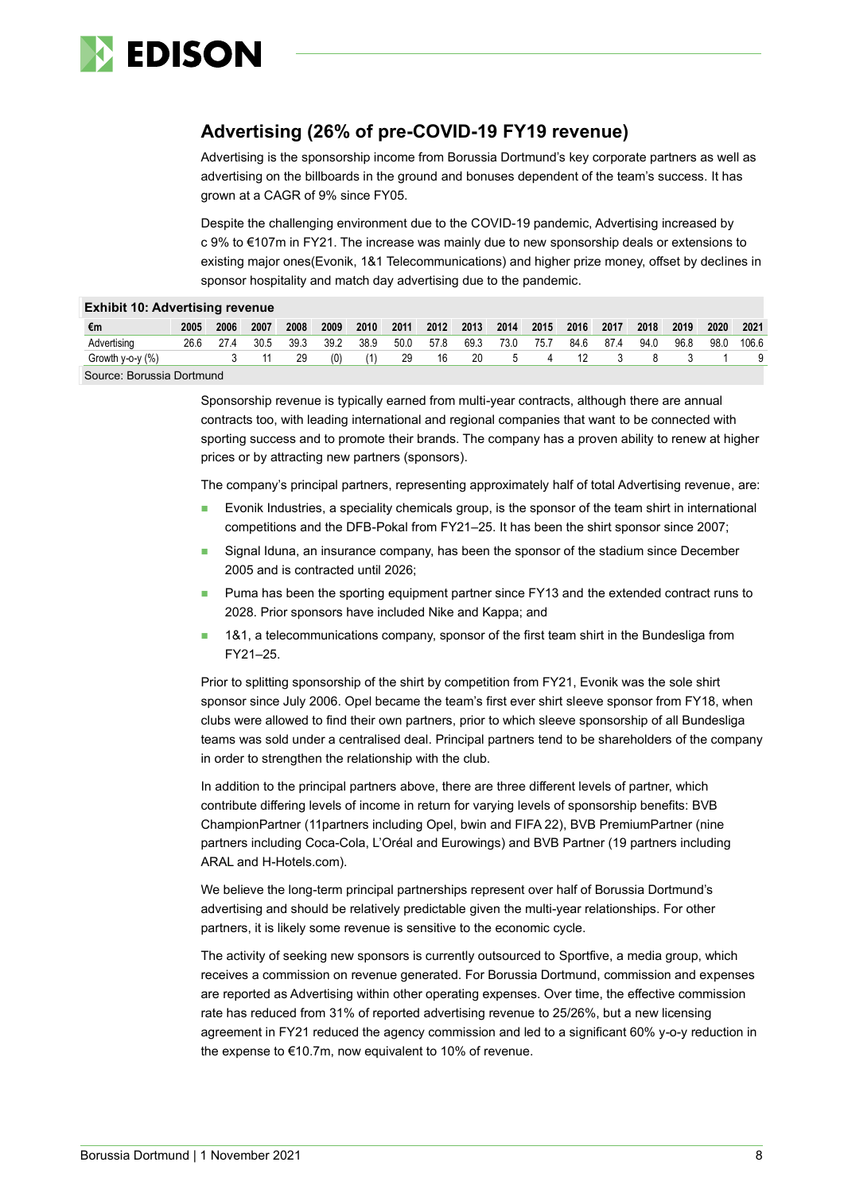## Advertising (26% of pre-COVID-19 FY19 revenue)

Advertising is the sponsorship income from Borussia Dortmund's key corporate partners as well as advertising on the billboards in the ground and bonuses dependent of the team's success. It has grown at a CAGR of 9% since FY05.

Despite the challenging environment due to the COVID-19 pandemic, Advertising increased by c 9% to €107m in FY21. The increase was mainly due to new sponsorship deals or extensions to existing major ones(Evonik, 1&1 Telecommunications) and higher prize money, offset by declines in sponsor hospitality and match day advertising due to the pandemic.

**Exhibit 10: Advertising revenue**

| €m | 2005 | 2006 | 2007 | 2008 | 2009 | 2010 | 2011 | 2012 | 2013 | 2014 | 2015 | 2016 | 2017 | 2018 | 2019 | 2020 | 2021 |
|---|---|---|---|---|---|---|---|---|---|---|---|---|---|---|---|---|---|
| Advertising | 26.6 | 27.4 | 30.5 | 39.3 | 39.2 | 38.9 | 50.0 | 57.8 | 69.3 | 73.0 | 75.7 | 84.6 | 87.4 | 94.0 | 96.8 | 98.0 | 106.6 |
| Growth y-o-y (%) | | 3 | 11 | 29 | (0) | (1) | 29 | 16 | 20 | 5 | 4 | 12 | 3 | 8 | 3 | 1 | 9 |

Source: Borussia Dortmund

Sponsorship revenue is typically earned from multi-year contracts, although there are annual contracts too, with leading international and regional companies that want to be connected with sporting success and to promote their brands. The company has a proven ability to renew at higher prices or by attracting new partners (sponsors).

The company's principal partners, representing approximately half of total Advertising revenue, are:

- Evonik Industries, a speciality chemicals group, is the sponsor of the team shirt in international competitions and the DFB-Pokal from FY21–25. It has been the shirt sponsor since 2007;
- Signal Iduna, an insurance company, has been the sponsor of the stadium since December 2005 and is contracted until 2026;
- Puma has been the sporting equipment partner since FY13 and the extended contract runs to 2028. Prior sponsors have included Nike and Kappa; and
- 1&1, a telecommunications company, sponsor of the first team shirt in the Bundesliga from FY21–25.

Prior to splitting sponsorship of the shirt by competition from FY21, Evonik was the sole shirt sponsor since July 2006. Opel became the team's first ever shirt sleeve sponsor from FY18, when clubs were allowed to find their own partners, prior to which sleeve sponsorship of all Bundesliga teams was sold under a centralised deal. Principal partners tend to be shareholders of the company in order to strengthen the relationship with the club.

In addition to the principal partners above, there are three different levels of partner, which contribute differing levels of income in return for varying levels of sponsorship benefits: BVB ChampionPartner (11partners including Opel, bwin and FIFA 22), BVB PremiumPartner (nine partners including Coca-Cola, L'Oréal and Eurowings) and BVB Partner (19 partners including ARAL and H-Hotels.com).

We believe the long-term principal partnerships represent over half of Borussia Dortmund's advertising and should be relatively predictable given the multi-year relationships. For other partners, it is likely some revenue is sensitive to the economic cycle.

The activity of seeking new sponsors is currently outsourced to Sportfive, a media group, which receives a commission on revenue generated. For Borussia Dortmund, commission and expenses are reported as Advertising within other operating expenses. Over time, the effective commission rate has reduced from 31% of reported advertising revenue to 25/26%, but a new licensing agreement in FY21 reduced the agency commission and led to a significant 60% y-o-y reduction in the expense to €10.7m, now equivalent to 10% of revenue.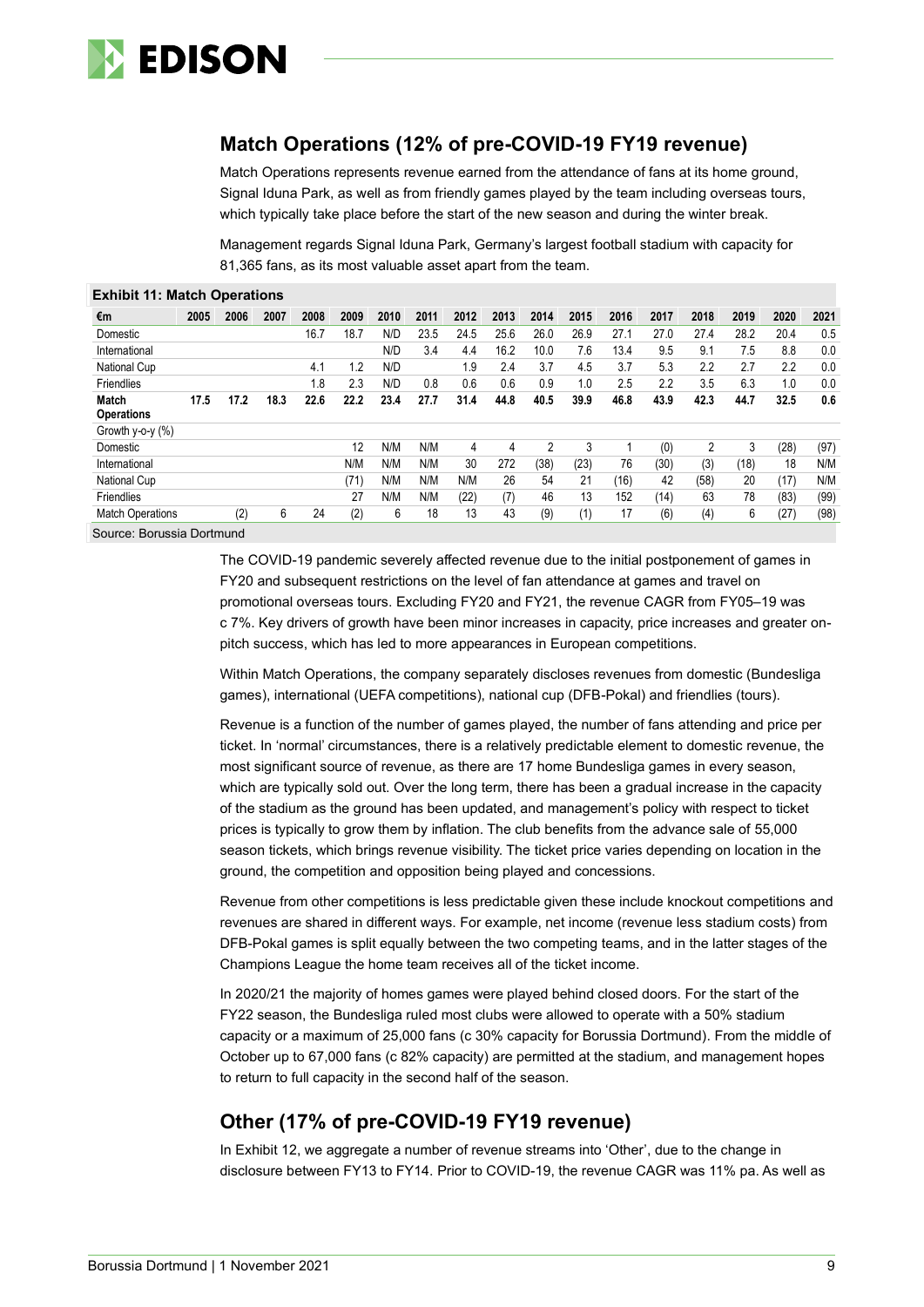## Match Operations (12% of pre-COVID-19 FY19 revenue)

Match Operations represents revenue earned from the attendance of fans at its home ground, Signal Iduna Park, as well as from friendly games played by the team including overseas tours, which typically take place before the start of the new season and during the winter break.

Management regards Signal Iduna Park, Germany's largest football stadium with capacity for 81,365 fans, as its most valuable asset apart from the team.

**Exhibit 11: Match Operations**

| €m | 2005 | 2006 | 2007 | 2008 | 2009 | 2010 | 2011 | 2012 | 2013 | 2014 | 2015 | 2016 | 2017 | 2018 | 2019 | 2020 | 2021 |
|---|---|---|---|---|---|---|---|---|---|---|---|---|---|---|---|---|---|
| Domestic | | | | 16.7 | 18.7 | N/D | 23.5 | 24.5 | 25.6 | 26.0 | 26.9 | 27.1 | 27.0 | 27.4 | 28.2 | 20.4 | 0.5 |
| International | | | | | | N/D | 3.4 | 4.4 | 16.2 | 10.0 | 7.6 | 13.4 | 9.5 | 9.1 | 7.5 | 8.8 | 0.0 |
| National Cup | | | | 4.1 | 1.2 | N/D | | 1.9 | 2.4 | 3.7 | 4.5 | 3.7 | 5.3 | 2.2 | 2.7 | 2.2 | 0.0 |
| Friendlies | | | | 1.8 | 2.3 | N/D | 0.8 | 0.6 | 0.6 | 0.9 | 1.0 | 2.5 | 2.2 | 3.5 | 6.3 | 1.0 | 0.0 |
| **Match Operations** | **17.5** | **17.2** | **18.3** | **22.6** | **22.2** | **23.4** | **27.7** | **31.4** | **44.8** | **40.5** | **39.9** | **46.8** | **43.9** | **42.3** | **44.7** | **32.5** | **0.6** |
| Growth y-o-y (%) | | | | | | | | | | | | | | | | | |
| Domestic | | | | | 12 | N/M | N/M | 4 | 4 | 2 | 3 | 1 | (0) | 2 | 3 | (28) | (97) |
| International | | | | | N/M | N/M | N/M | 30 | 272 | (38) | (23) | 76 | (30) | (3) | (18) | 18 | N/M |
| National Cup | | | | | (71) | N/M | N/M | N/M | 26 | 54 | 21 | (16) | 42 | (58) | 20 | (17) | N/M |
| Friendlies | | | | | 27 | N/M | N/M | (22) | (7) | 46 | 13 | 152 | (14) | 63 | 78 | (83) | (99) |
| Match Operations | | (2) | 6 | 24 | (2) | 6 | 18 | 13 | 43 | (9) | (1) | 17 | (6) | (4) | 6 | (27) | (98) |

Source: Borussia Dortmund

The COVID-19 pandemic severely affected revenue due to the initial postponement of games in FY20 and subsequent restrictions on the level of fan attendance at games and travel on promotional overseas tours. Excluding FY20 and FY21, the revenue CAGR from FY05–19 was c 7%. Key drivers of growth have been minor increases in capacity, price increases and greater on-pitch success, which has led to more appearances in European competitions.

Within Match Operations, the company separately discloses revenues from domestic (Bundesliga games), international (UEFA competitions), national cup (DFB-Pokal) and friendlies (tours).

Revenue is a function of the number of games played, the number of fans attending and price per ticket. In 'normal' circumstances, there is a relatively predictable element to domestic revenue, the most significant source of revenue, as there are 17 home Bundesliga games in every season, which are typically sold out. Over the long term, there has been a gradual increase in the capacity of the stadium as the ground has been updated, and management's policy with respect to ticket prices is typically to grow them by inflation. The club benefits from the advance sale of 55,000 season tickets, which brings revenue visibility. The ticket price varies depending on location in the ground, the competition and opposition being played and concessions.

Revenue from other competitions is less predictable given these include knockout competitions and revenues are shared in different ways. For example, net income (revenue less stadium costs) from DFB-Pokal games is split equally between the two competing teams, and in the latter stages of the Champions League the home team receives all of the ticket income.

In 2020/21 the majority of homes games were played behind closed doors. For the start of the FY22 season, the Bundesliga ruled most clubs were allowed to operate with a 50% stadium capacity or a maximum of 25,000 fans (c 30% capacity for Borussia Dortmund). From the middle of October up to 67,000 fans (c 82% capacity) are permitted at the stadium, and management hopes to return to full capacity in the second half of the season.

## Other (17% of pre-COVID-19 FY19 revenue)

In Exhibit 12, we aggregate a number of revenue streams into 'Other', due to the change in disclosure between FY13 to FY14. Prior to COVID-19, the revenue CAGR was 11% pa. As well as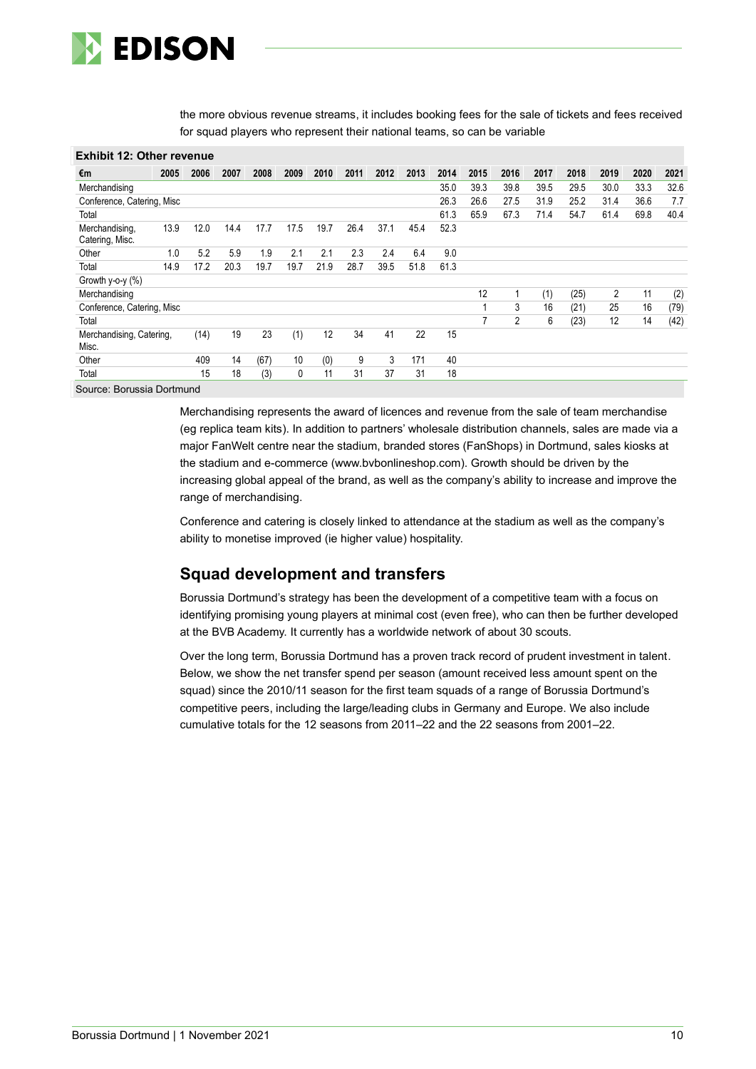the more obvious revenue streams, it includes booking fees for the sale of tickets and fees received for squad players who represent their national teams, so can be variable

**Exhibit 12: Other revenue**

| €m | 2005 | 2006 | 2007 | 2008 | 2009 | 2010 | 2011 | 2012 | 2013 | 2014 | 2015 | 2016 | 2017 | 2018 | 2019 | 2020 | 2021 |
|---|---|---|---|---|---|---|---|---|---|---|---|---|---|---|---|---|---|
| Merchandising | | | | | | | | | | 35.0 | 39.3 | 39.8 | 39.5 | 29.5 | 30.0 | 33.3 | 32.6 |
| Conference, Catering, Misc | | | | | | | | | | 26.3 | 26.6 | 27.5 | 31.9 | 25.2 | 31.4 | 36.6 | 7.7 |
| Total | | | | | | | | | | 61.3 | 65.9 | 67.3 | 71.4 | 54.7 | 61.4 | 69.8 | 40.4 |
| Merchandising, Catering, Misc. | 13.9 | 12.0 | 14.4 | 17.7 | 17.5 | 19.7 | 26.4 | 37.1 | 45.4 | 52.3 | | | | | | | |
| Other | 1.0 | 5.2 | 5.9 | 1.9 | 2.1 | 2.1 | 2.3 | 2.4 | 6.4 | 9.0 | | | | | | | |
| Total | 14.9 | 17.2 | 20.3 | 19.7 | 19.7 | 21.9 | 28.7 | 39.5 | 51.8 | 61.3 | | | | | | | |
| Growth y-o-y (%) | | | | | | | | | | | | | | | | | |
| Merchandising | | | | | | | | | | | 12 | 1 | (1) | (25) | 2 | 11 | (2) |
| Conference, Catering, Misc | | | | | | | | | | | 1 | 3 | 16 | (21) | 25 | 16 | (79) |
| Total | | | | | | | | | | | 7 | 2 | 6 | (23) | 12 | 14 | (42) |
| Merchandising, Catering, Misc. | | (14) | 19 | 23 | (1) | 12 | 34 | 41 | 22 | 15 | | | | | | | |
| Other | | 409 | 14 | (67) | 10 | (0) | 9 | 3 | 171 | 40 | | | | | | | |
| Total | | 15 | 18 | (3) | 0 | 11 | 31 | 37 | 31 | 18 | | | | | | | |

Source: Borussia Dortmund

Merchandising represents the award of licences and revenue from the sale of team merchandise (eg replica team kits). In addition to partners' wholesale distribution channels, sales are made via a major FanWelt centre near the stadium, branded stores (FanShops) in Dortmund, sales kiosks at the stadium and e-commerce (www.bvbonlineshop.com). Growth should be driven by the increasing global appeal of the brand, as well as the company's ability to increase and improve the range of merchandising.

Conference and catering is closely linked to attendance at the stadium as well as the company's ability to monetise improved (ie higher value) hospitality.

## Squad development and transfers

Borussia Dortmund's strategy has been the development of a competitive team with a focus on identifying promising young players at minimal cost (even free), who can then be further developed at the BVB Academy. It currently has a worldwide network of about 30 scouts.

Over the long term, Borussia Dortmund has a proven track record of prudent investment in talent. Below, we show the net transfer spend per season (amount received less amount spent on the squad) since the 2010/11 season for the first team squads of a range of Borussia Dortmund's competitive peers, including the large/leading clubs in Germany and Europe. We also include cumulative totals for the 12 seasons from 2011–22 and the 22 seasons from 2001–22.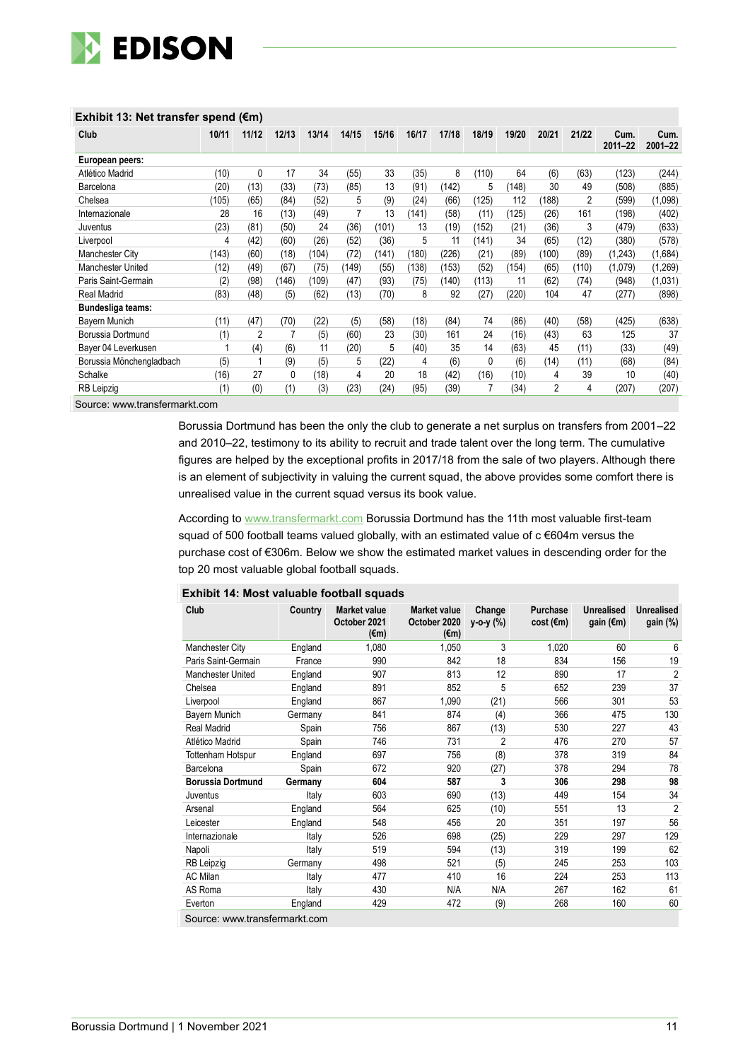**Exhibit 13: Net transfer spend (€m)**

| Club | 10/11 | 11/12 | 12/13 | 13/14 | 14/15 | 15/16 | 16/17 | 17/18 | 18/19 | 19/20 | 20/21 | 21/22 | Cum. 2011–22 | Cum. 2001–22 |
|---|---|---|---|---|---|---|---|---|---|---|---|---|---|---|
| **European peers:** | | | | | | | | | | | | | | |
| Atlético Madrid | (10) | 0 | 17 | 34 | (55) | 33 | (35) | 8 | (110) | 64 | (6) | (63) | (123) | (244) |
| Barcelona | (20) | (13) | (33) | (73) | (85) | 13 | (91) | (142) | 5 | (148) | 30 | 49 | (508) | (885) |
| Chelsea | (105) | (65) | (84) | (52) | 5 | (9) | (24) | (66) | (125) | 112 | (188) | 2 | (599) | (1,098) |
| Internazionale | 28 | 16 | (13) | (49) | 7 | 13 | (141) | (58) | (11) | (125) | (26) | 161 | (198) | (402) |
| Juventus | (23) | (81) | (50) | 24 | (36) | (101) | 13 | (19) | (152) | (21) | (36) | 3 | (479) | (633) |
| Liverpool | 4 | (42) | (60) | (26) | (52) | (36) | 5 | 11 | (141) | 34 | (65) | (12) | (380) | (578) |
| Manchester City | (143) | (60) | (18) | (104) | (72) | (141) | (180) | (226) | (21) | (89) | (100) | (89) | (1,243) | (1,684) |
| Manchester United | (12) | (49) | (67) | (75) | (149) | (55) | (138) | (153) | (52) | (154) | (65) | (110) | (1,079) | (1,269) |
| Paris Saint-Germain | (2) | (98) | (146) | (109) | (47) | (93) | (75) | (140) | (113) | 11 | (62) | (74) | (948) | (1,031) |
| Real Madrid | (83) | (48) | (5) | (62) | (13) | (70) | 8 | 92 | (27) | (220) | 104 | 47 | (277) | (898) |
| **Bundesliga teams:** | | | | | | | | | | | | | | |
| Bayern Munich | (11) | (47) | (70) | (22) | (5) | (58) | (18) | (84) | 74 | (86) | (40) | (58) | (425) | (638) |
| Borussia Dortmund | (1) | 2 | 7 | (5) | (60) | 23 | (30) | 161 | 24 | (16) | (43) | 63 | 125 | 37 |
| Bayer 04 Leverkusen | 1 | (4) | (6) | 11 | (20) | 5 | (40) | 35 | 14 | (63) | 45 | (11) | (33) | (49) |
| Borussia Mönchengladbach | (5) | 1 | (9) | (5) | 5 | (22) | 4 | (6) | 0 | (6) | (14) | (11) | (68) | (84) |
| Schalke | (16) | 27 | 0 | (18) | 4 | 20 | 18 | (42) | (16) | (10) | 4 | 39 | 10 | (40) |
| RB Leipzig | (1) | (0) | (1) | (3) | (23) | (24) | (95) | (39) | 7 | (34) | 2 | 4 | (207) | (207) |

Source: www.transfermarkt.com

Borussia Dortmund has been the only the club to generate a net surplus on transfers from 2001–22 and 2010–22, testimony to its ability to recruit and trade talent over the long term. The cumulative figures are helped by the exceptional profits in 2017/18 from the sale of two players. Although there is an element of subjectivity in valuing the current squad, the above provides some comfort there is unrealised value in the current squad versus its book value.

According to www.transfermarkt.com Borussia Dortmund has the 11th most valuable first-team squad of 500 football teams valued globally, with an estimated value of c €604m versus the purchase cost of €306m. Below we show the estimated market values in descending order for the top 20 most valuable global football squads.

**Exhibit 14: Most valuable football squads**

| Club | Country | Market value October 2021 (€m) | Market value October 2020 (€m) | Change y-o-y (%) | Purchase cost (€m) | Unrealised gain (€m) | Unrealised gain (%) |
|---|---|---|---|---|---|---|---|
| Manchester City | England | 1,080 | 1,050 | 3 | 1,020 | 60 | 6 |
| Paris Saint-Germain | France | 990 | 842 | 18 | 834 | 156 | 19 |
| Manchester United | England | 907 | 813 | 12 | 890 | 17 | 2 |
| Chelsea | England | 891 | 852 | 5 | 652 | 239 | 37 |
| Liverpool | England | 867 | 1,090 | (21) | 566 | 301 | 53 |
| Bayern Munich | Germany | 841 | 874 | (4) | 366 | 475 | 130 |
| Real Madrid | Spain | 756 | 867 | (13) | 530 | 227 | 43 |
| Atlético Madrid | Spain | 746 | 731 | 2 | 476 | 270 | 57 |
| Tottenham Hotspur | England | 697 | 756 | (8) | 378 | 319 | 84 |
| Barcelona | Spain | 672 | 920 | (27) | 378 | 294 | 78 |
| **Borussia Dortmund** | **Germany** | **604** | **587** | **3** | **306** | **298** | **98** |
| Juventus | Italy | 603 | 690 | (13) | 449 | 154 | 34 |
| Arsenal | England | 564 | 625 | (10) | 551 | 13 | 2 |
| Leicester | England | 548 | 456 | 20 | 351 | 197 | 56 |
| Internazionale | Italy | 526 | 698 | (25) | 229 | 297 | 129 |
| Napoli | Italy | 519 | 594 | (13) | 319 | 199 | 62 |
| RB Leipzig | Germany | 498 | 521 | (5) | 245 | 253 | 103 |
| AC Milan | Italy | 477 | 410 | 16 | 224 | 253 | 113 |
| AS Roma | Italy | 430 | N/A | N/A | 267 | 162 | 61 |
| Everton | England | 429 | 472 | (9) | 268 | 160 | 60 |

Source: www.transfermarkt.com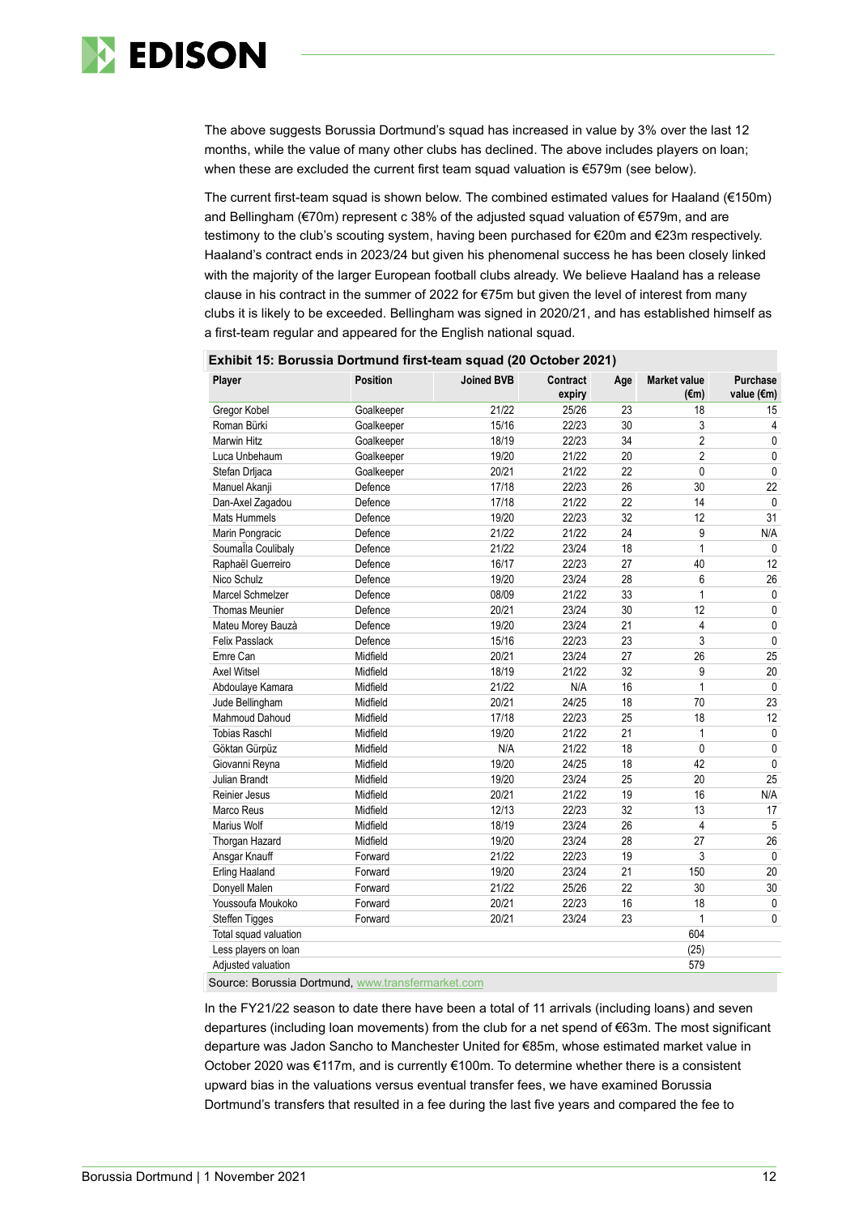The above suggests Borussia Dortmund's squad has increased in value by 3% over the last 12 months, while the value of many other clubs has declined. The above includes players on loan; when these are excluded the current first team squad valuation is €579m (see below).

The current first-team squad is shown below. The combined estimated values for Haaland (€150m) and Bellingham (€70m) represent c 38% of the adjusted squad valuation of €579m, and are testimony to the club's scouting system, having been purchased for €20m and €23m respectively. Haaland's contract ends in 2023/24 but given his phenomenal success he has been closely linked with the majority of the larger European football clubs already. We believe Haaland has a release clause in his contract in the summer of 2022 for €75m but given the level of interest from many clubs it is likely to be exceeded. Bellingham was signed in 2020/21, and has established himself as a first-team regular and appeared for the English national squad.

**Exhibit 15: Borussia Dortmund first-team squad (20 October 2021)**

| Player | Position | Joined BVB | Contract expiry | Age | Market value (€m) | Purchase value (€m) |
|---|---|---|---|---|---|---|
| Gregor Kobel | Goalkeeper | 21/22 | 25/26 | 23 | 18 | 15 |
| Roman Bürki | Goalkeeper | 15/16 | 22/23 | 30 | 3 | 4 |
| Marwin Hitz | Goalkeeper | 18/19 | 22/23 | 34 | 2 | 0 |
| Luca Unbehaum | Goalkeeper | 19/20 | 21/22 | 20 | 2 | 0 |
| Stefan Drljaca | Goalkeeper | 20/21 | 21/22 | 22 | 0 | 0 |
| Manuel Akanji | Defence | 17/18 | 22/23 | 26 | 30 | 22 |
| Dan-Axel Zagadou | Defence | 17/18 | 21/22 | 22 | 14 | 0 |
| Mats Hummels | Defence | 19/20 | 22/23 | 32 | 12 | 31 |
| Marin Pongracic | Defence | 21/22 | 21/22 | 24 | 9 | N/A |
| SoumaÏla Coulibaly | Defence | 21/22 | 23/24 | 18 | 1 | 0 |
| Raphaël Guerreiro | Defence | 16/17 | 22/23 | 27 | 40 | 12 |
| Nico Schulz | Defence | 19/20 | 23/24 | 28 | 6 | 26 |
| Marcel Schmelzer | Defence | 08/09 | 21/22 | 33 | 1 | 0 |
| Thomas Meunier | Defence | 20/21 | 23/24 | 30 | 12 | 0 |
| Mateu Morey Bauzà | Defence | 19/20 | 23/24 | 21 | 4 | 0 |
| Felix Passlack | Defence | 15/16 | 22/23 | 23 | 3 | 0 |
| Emre Can | Midfield | 20/21 | 23/24 | 27 | 26 | 25 |
| Axel Witsel | Midfield | 18/19 | 21/22 | 32 | 9 | 20 |
| Abdoulaye Kamara | Midfield | 21/22 | N/A | 16 | 1 | 0 |
| Jude Bellingham | Midfield | 20/21 | 24/25 | 18 | 70 | 23 |
| Mahmoud Dahoud | Midfield | 17/18 | 22/23 | 25 | 18 | 12 |
| Tobias Raschl | Midfield | 19/20 | 21/22 | 21 | 1 | 0 |
| Göktan Gürpüz | Midfield | N/A | 21/22 | 18 | 0 | 0 |
| Giovanni Reyna | Midfield | 19/20 | 24/25 | 18 | 42 | 0 |
| Julian Brandt | Midfield | 19/20 | 23/24 | 25 | 20 | 25 |
| Reinier Jesus | Midfield | 20/21 | 21/22 | 19 | 16 | N/A |
| Marco Reus | Midfield | 12/13 | 22/23 | 32 | 13 | 17 |
| Marius Wolf | Midfield | 18/19 | 23/24 | 26 | 4 | 5 |
| Thorgan Hazard | Midfield | 19/20 | 23/24 | 28 | 27 | 26 |
| Ansgar Knauff | Forward | 21/22 | 22/23 | 19 | 3 | 0 |
| Erling Haaland | Forward | 19/20 | 23/24 | 21 | 150 | 20 |
| Donyell Malen | Forward | 21/22 | 25/26 | 22 | 30 | 30 |
| Youssoufa Moukoko | Forward | 20/21 | 22/23 | 16 | 18 | 0 |
| Steffen Tigges | Forward | 20/21 | 23/24 | 23 | 1 | 0 |
| Total squad valuation | | | | | 604 | |
| Less players on loan | | | | | (25) | |
| Adjusted valuation | | | | | 579 | |

Source: Borussia Dortmund, www.transfermarket.com

In the FY21/22 season to date there have been a total of 11 arrivals (including loans) and seven departures (including loan movements) from the club for a net spend of €63m. The most significant departure was Jadon Sancho to Manchester United for €85m, whose estimated market value in October 2020 was €117m, and is currently €100m. To determine whether there is a consistent upward bias in the valuations versus eventual transfer fees, we have examined Borussia Dortmund's transfers that resulted in a fee during the last five years and compared the fee to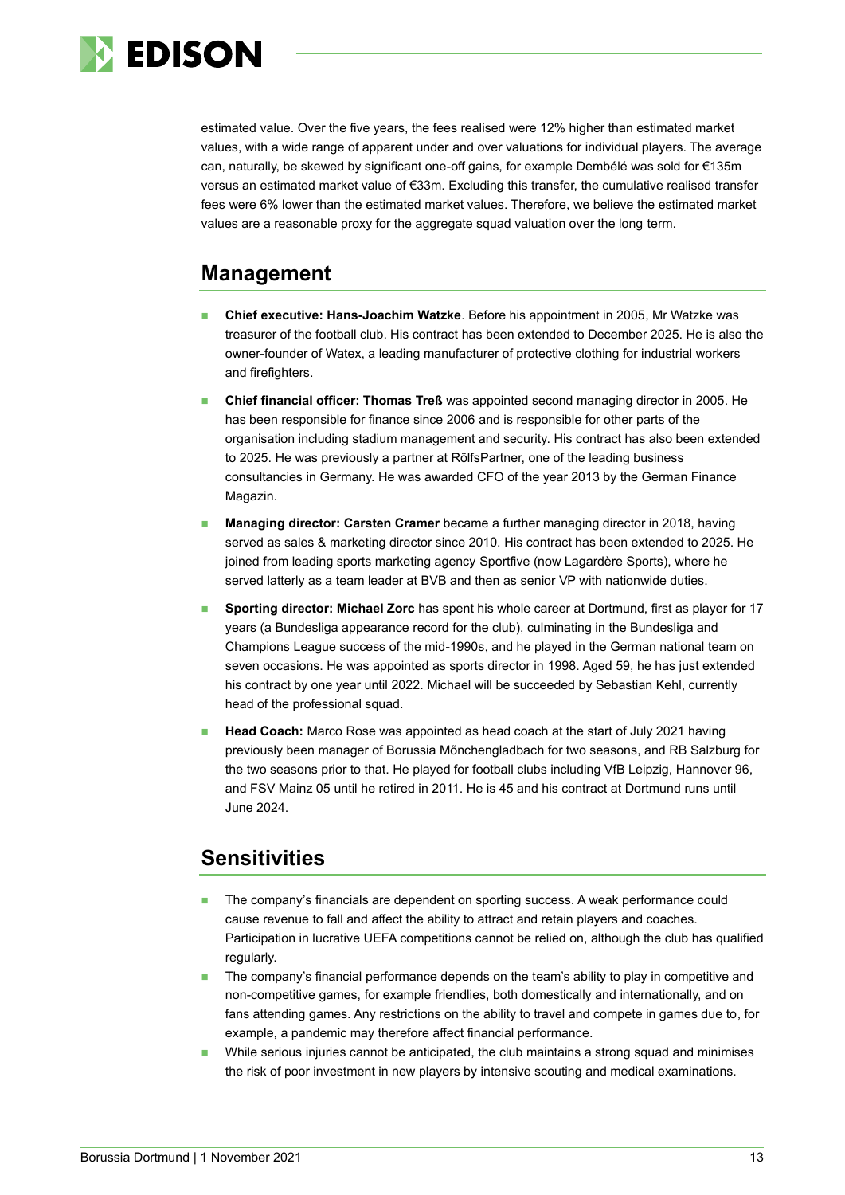estimated value. Over the five years, the fees realised were 12% higher than estimated market values, with a wide range of apparent under and over valuations for individual players. The average can, naturally, be skewed by significant one-off gains, for example Dembélé was sold for €135m versus an estimated market value of €33m. Excluding this transfer, the cumulative realised transfer fees were 6% lower than the estimated market values. Therefore, we believe the estimated market values are a reasonable proxy for the aggregate squad valuation over the long term.

## Management

- **Chief executive: Hans-Joachim Watzke**. Before his appointment in 2005, Mr Watzke was treasurer of the football club. His contract has been extended to December 2025. He is also the owner-founder of Watex, a leading manufacturer of protective clothing for industrial workers and firefighters.
- **Chief financial officer: Thomas Treß** was appointed second managing director in 2005. He has been responsible for finance since 2006 and is responsible for other parts of the organisation including stadium management and security. His contract has also been extended to 2025. He was previously a partner at RölfsPartner, one of the leading business consultancies in Germany. He was awarded CFO of the year 2013 by the German Finance Magazin.
- **Managing director: Carsten Cramer** became a further managing director in 2018, having served as sales & marketing director since 2010. His contract has been extended to 2025. He joined from leading sports marketing agency Sportfive (now Lagardère Sports), where he served latterly as a team leader at BVB and then as senior VP with nationwide duties.
- **Sporting director: Michael Zorc** has spent his whole career at Dortmund, first as player for 17 years (a Bundesliga appearance record for the club), culminating in the Bundesliga and Champions League success of the mid-1990s, and he played in the German national team on seven occasions. He was appointed as sports director in 1998. Aged 59, he has just extended his contract by one year until 2022. Michael will be succeeded by Sebastian Kehl, currently head of the professional squad.
- **Head Coach:** Marco Rose was appointed as head coach at the start of July 2021 having previously been manager of Borussia Mőnchengladbach for two seasons, and RB Salzburg for the two seasons prior to that. He played for football clubs including VfB Leipzig, Hannover 96, and FSV Mainz 05 until he retired in 2011. He is 45 and his contract at Dortmund runs until June 2024.

## Sensitivities

- The company's financials are dependent on sporting success. A weak performance could cause revenue to fall and affect the ability to attract and retain players and coaches. Participation in lucrative UEFA competitions cannot be relied on, although the club has qualified regularly.
- The company's financial performance depends on the team's ability to play in competitive and non-competitive games, for example friendlies, both domestically and internationally, and on fans attending games. Any restrictions on the ability to travel and compete in games due to, for example, a pandemic may therefore affect financial performance.
- While serious injuries cannot be anticipated, the club maintains a strong squad and minimises the risk of poor investment in new players by intensive scouting and medical examinations.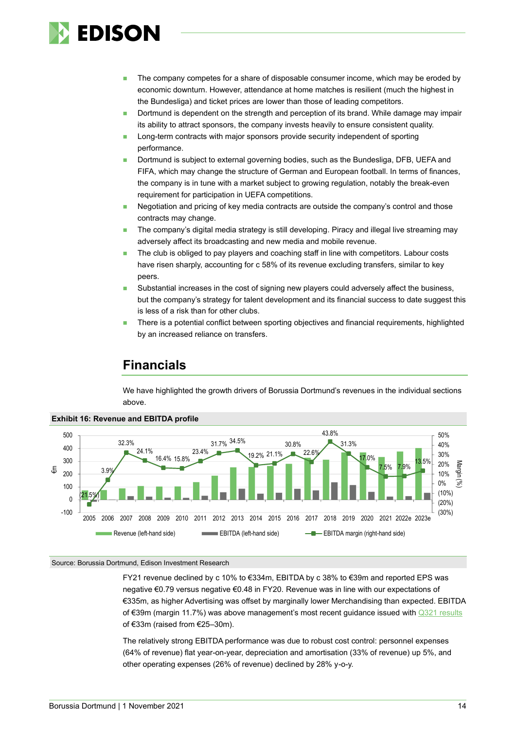- The company competes for a share of disposable consumer income, which may be eroded by economic downturn. However, attendance at home matches is resilient (much the highest in the Bundesliga) and ticket prices are lower than those of leading competitors.
- Dortmund is dependent on the strength and perception of its brand. While damage may impair its ability to attract sponsors, the company invests heavily to ensure consistent quality.
- Long-term contracts with major sponsors provide security independent of sporting performance.
- Dortmund is subject to external governing bodies, such as the Bundesliga, DFB, UEFA and FIFA, which may change the structure of German and European football. In terms of finances, the company is in tune with a market subject to growing regulation, notably the break-even requirement for participation in UEFA competitions.
- Negotiation and pricing of key media contracts are outside the company's control and those contracts may change.
- The company's digital media strategy is still developing. Piracy and illegal live streaming may adversely affect its broadcasting and new media and mobile revenue.
- The club is obliged to pay players and coaching staff in line with competitors. Labour costs have risen sharply, accounting for c 58% of its revenue excluding transfers, similar to key peers.
- Substantial increases in the cost of signing new players could adversely affect the business, but the company's strategy for talent development and its financial success to date suggest this is less of a risk than for other clubs.
- There is a potential conflict between sporting objectives and financial requirements, highlighted by an increased reliance on transfers.

## Financials

We have highlighted the growth drivers of Borussia Dortmund's revenues in the individual sections above.

**Exhibit 16: Revenue and EBITDA profile**

| Year | EBITDA margin (right-hand side) |
|---|---|
| 2005 | (21.5%) |
| 2006 | 3.9% |
| 2007 | 32.3% |
| 2008 | 24.1% |
| 2009 | 16.4% |
| 2010 | 15.8% |
| 2011 | 23.4% |
| 2012 | 31.7% |
| 2013 | 34.5% |
| 2014 | 19.2% |
| 2015 | 21.1% |
| 2016 | 30.8% |
| 2017 | 22.6% |
| 2018 | 43.8% |
| 2019 | 31.3% |
| 2020 | 17.0% |
| 2021 | 7.5% |
| 2022e | 7.9% |
| 2023e | 13.5% |

Revenue (left-hand side), EBITDA (left-hand side), EBITDA margin (right-hand side). Left axis: €m (-100 to 500); right axis: Margin (%) ((30%) to 50%).

Source: Borussia Dortmund, Edison Investment Research

FY21 revenue declined by c 10% to €334m, EBITDA by c 38% to €39m and reported EPS was negative €0.79 versus negative €0.48 in FY20. Revenue was in line with our expectations of €335m, as higher Advertising was offset by marginally lower Merchandising than expected. EBITDA of €39m (margin 11.7%) was above management's most recent guidance issued with Q321 results of €33m (raised from €25–30m).

The relatively strong EBITDA performance was due to robust cost control: personnel expenses (64% of revenue) flat year-on-year, depreciation and amortisation (33% of revenue) up 5%, and other operating expenses (26% of revenue) declined by 28% y-o-y.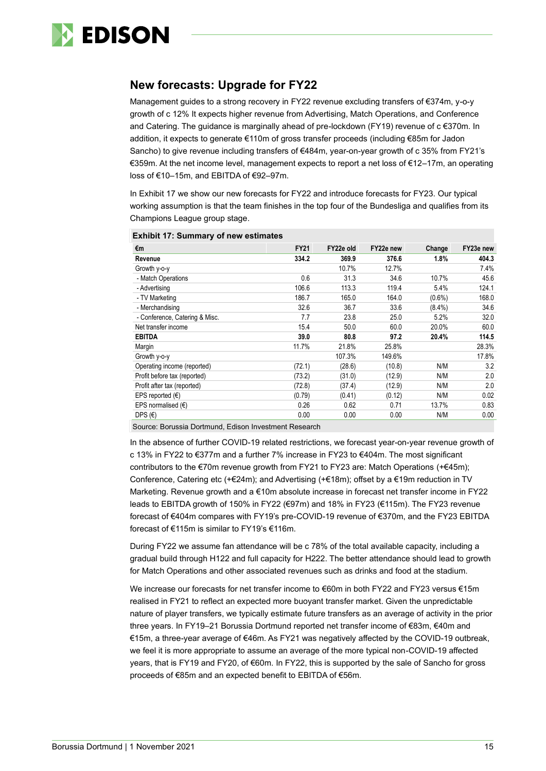## New forecasts: Upgrade for FY22

Management guides to a strong recovery in FY22 revenue excluding transfers of €374m, y-o-y growth of c 12% It expects higher revenue from Advertising, Match Operations, and Conference and Catering. The guidance is marginally ahead of pre-lockdown (FY19) revenue of c €370m. In addition, it expects to generate €110m of gross transfer proceeds (including €85m for Jadon Sancho) to give revenue including transfers of €484m, year-on-year growth of c 35% from FY21's €359m. At the net income level, management expects to report a net loss of €12–17m, an operating loss of €10–15m, and EBITDA of €92–97m.

In Exhibit 17 we show our new forecasts for FY22 and introduce forecasts for FY23. Our typical working assumption is that the team finishes in the top four of the Bundesliga and qualifies from its Champions League group stage.

**Exhibit 17: Summary of new estimates**

| €m | FY21 | FY22e old | FY22e new | Change | FY23e new |
|---|---|---|---|---|---|
| **Revenue** | **334.2** | **369.9** | **376.6** | **1.8%** | **404.3** |
| Growth y-o-y | | 10.7% | 12.7% | | 7.4% |
| - Match Operations | 0.6 | 31.3 | 34.6 | 10.7% | 45.6 |
| - Advertising | 106.6 | 113.3 | 119.4 | 5.4% | 124.1 |
| - TV Marketing | 186.7 | 165.0 | 164.0 | (0.6%) | 168.0 |
| - Merchandising | 32.6 | 36.7 | 33.6 | (8.4%) | 34.6 |
| - Conference, Catering & Misc. | 7.7 | 23.8 | 25.0 | 5.2% | 32.0 |
| Net transfer income | 15.4 | 50.0 | 60.0 | 20.0% | 60.0 |
| **EBITDA** | **39.0** | **80.8** | **97.2** | **20.4%** | **114.5** |
| Margin | 11.7% | 21.8% | 25.8% | | 28.3% |
| Growth y-o-y | | 107.3% | 149.6% | | 17.8% |
| Operating income (reported) | (72.1) | (28.6) | (10.8) | N/M | 3.2 |
| Profit before tax (reported) | (73.2) | (31.0) | (12.9) | N/M | 2.0 |
| Profit after tax (reported) | (72.8) | (37.4) | (12.9) | N/M | 2.0 |
| EPS reported (€) | (0.79) | (0.41) | (0.12) | N/M | 0.02 |
| EPS normalised (€) | 0.26 | 0.62 | 0.71 | 13.7% | 0.83 |
| DPS (€) | 0.00 | 0.00 | 0.00 | N/M | 0.00 |

Source: Borussia Dortmund, Edison Investment Research

In the absence of further COVID-19 related restrictions, we forecast year-on-year revenue growth of c 13% in FY22 to €377m and a further 7% increase in FY23 to €404m. The most significant contributors to the €70m revenue growth from FY21 to FY23 are: Match Operations (+€45m); Conference, Catering etc (+€24m); and Advertising (+€18m); offset by a €19m reduction in TV Marketing. Revenue growth and a €10m absolute increase in forecast net transfer income in FY22 leads to EBITDA growth of 150% in FY22 (€97m) and 18% in FY23 (€115m). The FY23 revenue forecast of €404m compares with FY19's pre-COVID-19 revenue of €370m, and the FY23 EBITDA forecast of €115m is similar to FY19's €116m.

During FY22 we assume fan attendance will be c 78% of the total available capacity, including a gradual build through H122 and full capacity for H222. The better attendance should lead to growth for Match Operations and other associated revenues such as drinks and food at the stadium.

We increase our forecasts for net transfer income to €60m in both FY22 and FY23 versus €15m realised in FY21 to reflect an expected more buoyant transfer market. Given the unpredictable nature of player transfers, we typically estimate future transfers as an average of activity in the prior three years. In FY19–21 Borussia Dortmund reported net transfer income of €83m, €40m and €15m, a three-year average of €46m. As FY21 was negatively affected by the COVID-19 outbreak, we feel it is more appropriate to assume an average of the more typical non-COVID-19 affected years, that is FY19 and FY20, of €60m. In FY22, this is supported by the sale of Sancho for gross proceeds of €85m and an expected benefit to EBITDA of €56m.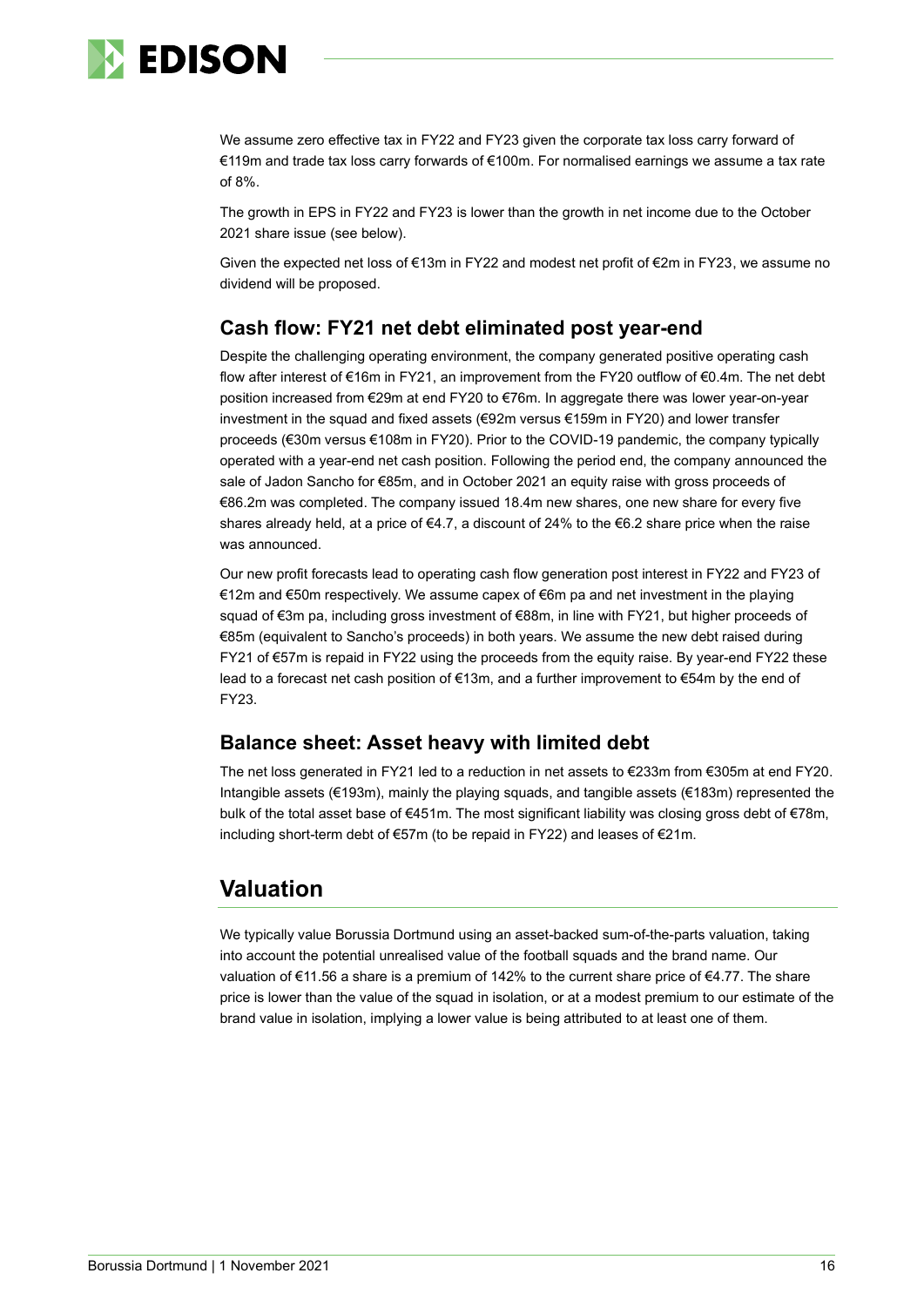We assume zero effective tax in FY22 and FY23 given the corporate tax loss carry forward of €119m and trade tax loss carry forwards of €100m. For normalised earnings we assume a tax rate of 8%.

The growth in EPS in FY22 and FY23 is lower than the growth in net income due to the October 2021 share issue (see below).

Given the expected net loss of €13m in FY22 and modest net profit of €2m in FY23, we assume no dividend will be proposed.

## Cash flow: FY21 net debt eliminated post year-end

Despite the challenging operating environment, the company generated positive operating cash flow after interest of €16m in FY21, an improvement from the FY20 outflow of €0.4m. The net debt position increased from €29m at end FY20 to €76m. In aggregate there was lower year-on-year investment in the squad and fixed assets (€92m versus €159m in FY20) and lower transfer proceeds (€30m versus €108m in FY20). Prior to the COVID-19 pandemic, the company typically operated with a year-end net cash position. Following the period end, the company announced the sale of Jadon Sancho for €85m, and in October 2021 an equity raise with gross proceeds of €86.2m was completed. The company issued 18.4m new shares, one new share for every five shares already held, at a price of €4.7, a discount of 24% to the €6.2 share price when the raise was announced.

Our new profit forecasts lead to operating cash flow generation post interest in FY22 and FY23 of €12m and €50m respectively. We assume capex of €6m pa and net investment in the playing squad of €3m pa, including gross investment of €88m, in line with FY21, but higher proceeds of €85m (equivalent to Sancho's proceeds) in both years. We assume the new debt raised during FY21 of €57m is repaid in FY22 using the proceeds from the equity raise. By year-end FY22 these lead to a forecast net cash position of €13m, and a further improvement to €54m by the end of FY23.

## Balance sheet: Asset heavy with limited debt

The net loss generated in FY21 led to a reduction in net assets to €233m from €305m at end FY20. Intangible assets (€193m), mainly the playing squads, and tangible assets (€183m) represented the bulk of the total asset base of €451m. The most significant liability was closing gross debt of €78m, including short-term debt of €57m (to be repaid in FY22) and leases of €21m.

# Valuation

We typically value Borussia Dortmund using an asset-backed sum-of-the-parts valuation, taking into account the potential unrealised value of the football squads and the brand name. Our valuation of €11.56 a share is a premium of 142% to the current share price of €4.77. The share price is lower than the value of the squad in isolation, or at a modest premium to our estimate of the brand value in isolation, implying a lower value is being attributed to at least one of them.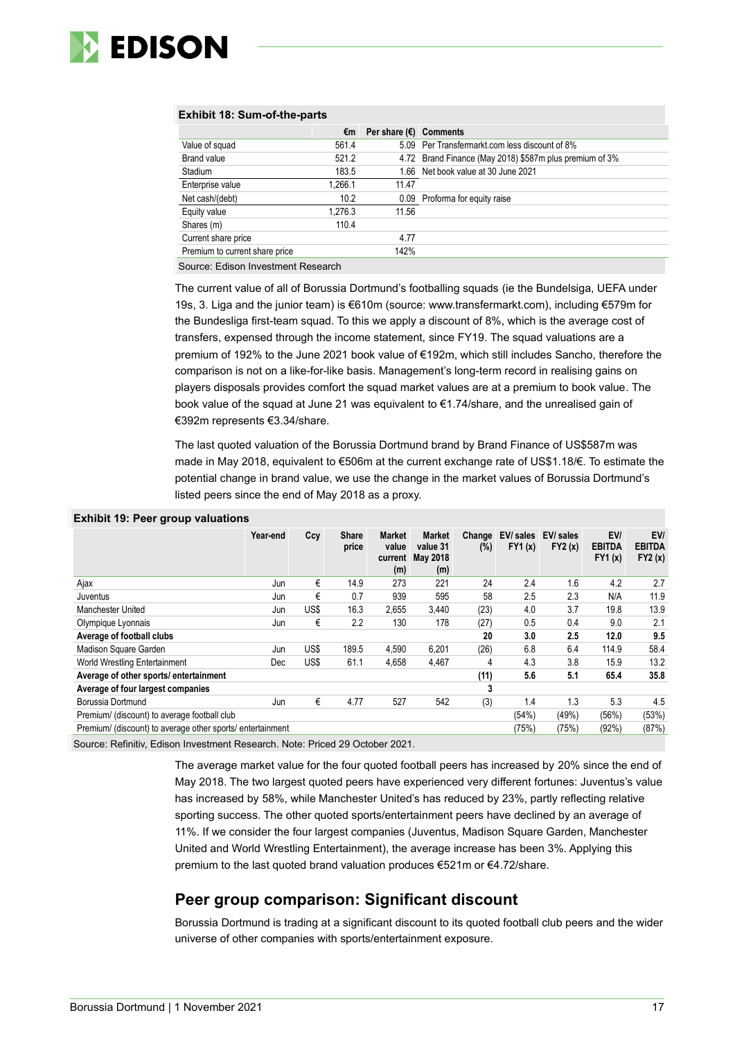**Exhibit 18: Sum-of-the-parts**

| | €m | Per share (€) | Comments |
|---|---|---|---|
| Value of squad | 561.4 | 5.09 | Per Transfermarkt.com less discount of 8% |
| Brand value | 521.2 | 4.72 | Brand Finance (May 2018) $587m plus premium of 3% |
| Stadium | 183.5 | 1.66 | Net book value at 30 June 2021 |
| Enterprise value | 1,266.1 | 11.47 | |
| Net cash/(debt) | 10.2 | 0.09 | Proforma for equity raise |
| Equity value | 1,276.3 | 11.56 | |
| Shares (m) | 110.4 | | |
| Current share price | | 4.77 | |
| Premium to current share price | | 142% | |

Source: Edison Investment Research

The current value of all of Borussia Dortmund's footballing squads (ie the Bundelsiga, UEFA under 19s, 3. Liga and the junior team) is €610m (source: www.transfermarkt.com), including €579m for the Bundesliga first-team squad. To this we apply a discount of 8%, which is the average cost of transfers, expensed through the income statement, since FY19. The squad valuations are a premium of 192% to the June 2021 book value of €192m, which still includes Sancho, therefore the comparison is not on a like-for-like basis. Management's long-term record in realising gains on players disposals provides comfort the squad market values are at a premium to book value. The book value of the squad at June 21 was equivalent to €1.74/share, and the unrealised gain of €392m represents €3.34/share.

The last quoted valuation of the Borussia Dortmund brand by Brand Finance of US$587m was made in May 2018, equivalent to €506m at the current exchange rate of US$1.18/€. To estimate the potential change in brand value, we use the change in the market values of Borussia Dortmund's listed peers since the end of May 2018 as a proxy.

**Exhibit 19: Peer group valuations**

| | Year-end | Ccy | Share price | Market value current (m) | Market value 31 May 2018 (m) | Change (%) | EV/ sales FY1 (x) | EV/ sales FY2 (x) | EV/ EBITDA FY1 (x) | EV/ EBITDA FY2 (x) |
|---|---|---|---|---|---|---|---|---|---|---|
| Ajax | Jun | € | 14.9 | 273 | 221 | 24 | 2.4 | 1.6 | 4.2 | 2.7 |
| Juventus | Jun | € | 0.7 | 939 | 595 | 58 | 2.5 | 2.3 | N/A | 11.9 |
| Manchester United | Jun | US$ | 16.3 | 2,655 | 3,440 | (23) | 4.0 | 3.7 | 19.8 | 13.9 |
| Olympique Lyonnais | Jun | € | 2.2 | 130 | 178 | (27) | 0.5 | 0.4 | 9.0 | 2.1 |
| **Average of football clubs** | | | | | | **20** | **3.0** | **2.5** | **12.0** | **9.5** |
| Madison Square Garden | Jun | US$ | 189.5 | 4,590 | 6,201 | (26) | 6.8 | 6.4 | 114.9 | 58.4 |
| World Wrestling Entertainment | Dec | US$ | 61.1 | 4,658 | 4,467 | 4 | 4.3 | 3.8 | 15.9 | 13.2 |
| **Average of other sports/ entertainment** | | | | | | **(11)** | **5.6** | **5.1** | **65.4** | **35.8** |
| **Average of four largest companies** | | | | | | **3** | | | | |
| Borussia Dortmund | Jun | € | 4.77 | 527 | 542 | (3) | 1.4 | 1.3 | 5.3 | 4.5 |
| Premium/ (discount) to average football club | | | | | | | (54%) | (49%) | (56%) | (53%) |
| Premium/ (discount) to average other sports/ entertainment | | | | | | | (75%) | (75%) | (92%) | (87%) |

Source: Refinitiv, Edison Investment Research. Note: Priced 29 October 2021.

The average market value for the four quoted football peers has increased by 20% since the end of May 2018. The two largest quoted peers have experienced very different fortunes: Juventus's value has increased by 58%, while Manchester United's has reduced by 23%, partly reflecting relative sporting success. The other quoted sports/entertainment peers have declined by an average of 11%. If we consider the four largest companies (Juventus, Madison Square Garden, Manchester United and World Wrestling Entertainment), the average increase has been 3%. Applying this premium to the last quoted brand valuation produces €521m or €4.72/share.

## Peer group comparison: Significant discount

Borussia Dortmund is trading at a significant discount to its quoted football club peers and the wider universe of other companies with sports/entertainment exposure.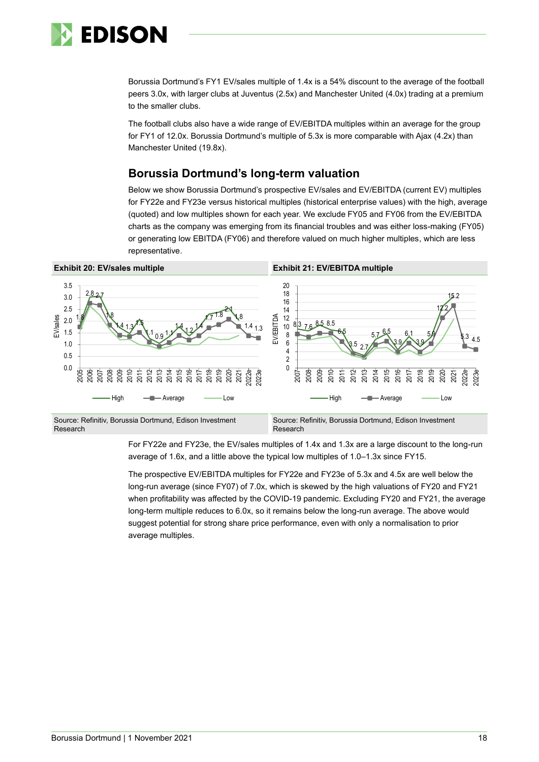Borussia Dortmund's FY1 EV/sales multiple of 1.4x is a 54% discount to the average of the football peers 3.0x, with larger clubs at Juventus (2.5x) and Manchester United (4.0x) trading at a premium to the smaller clubs.

The football clubs also have a wide range of EV/EBITDA multiples within an average for the group for FY1 of 12.0x. Borussia Dortmund's multiple of 5.3x is more comparable with Ajax (4.2x) than Manchester United (19.8x).

## Borussia Dortmund's long-term valuation

Below we show Borussia Dortmund's prospective EV/sales and EV/EBITDA (current EV) multiples for FY22e and FY23e versus historical multiples (historical enterprise values) with the high, average (quoted) and low multiples shown for each year. We exclude FY05 and FY06 from the EV/EBITDA charts as the company was emerging from its financial troubles and was either loss-making (FY05) or generating low EBITDA (FY06) and therefore valued on much higher multiples, which are less representative.

**Exhibit 20: EV/sales multiple**

Source: Refinitiv, Borussia Dortmund, Edison Investment Research

**Exhibit 21: EV/EBITDA multiple**

Source: Refinitiv, Borussia Dortmund, Edison Investment Research

For FY22e and FY23e, the EV/sales multiples of 1.4x and 1.3x are a large discount to the long-run average of 1.6x, and a little above the typical low multiples of 1.0–1.3x since FY15.

The prospective EV/EBITDA multiples for FY22e and FY23e of 5.3x and 4.5x are well below the long-run average (since FY07) of 7.0x, which is skewed by the high valuations of FY20 and FY21 when profitability was affected by the COVID-19 pandemic. Excluding FY20 and FY21, the average long-term multiple reduces to 6.0x, so it remains below the long-run average. The above would suggest potential for strong share price performance, even with only a normalisation to prior average multiples.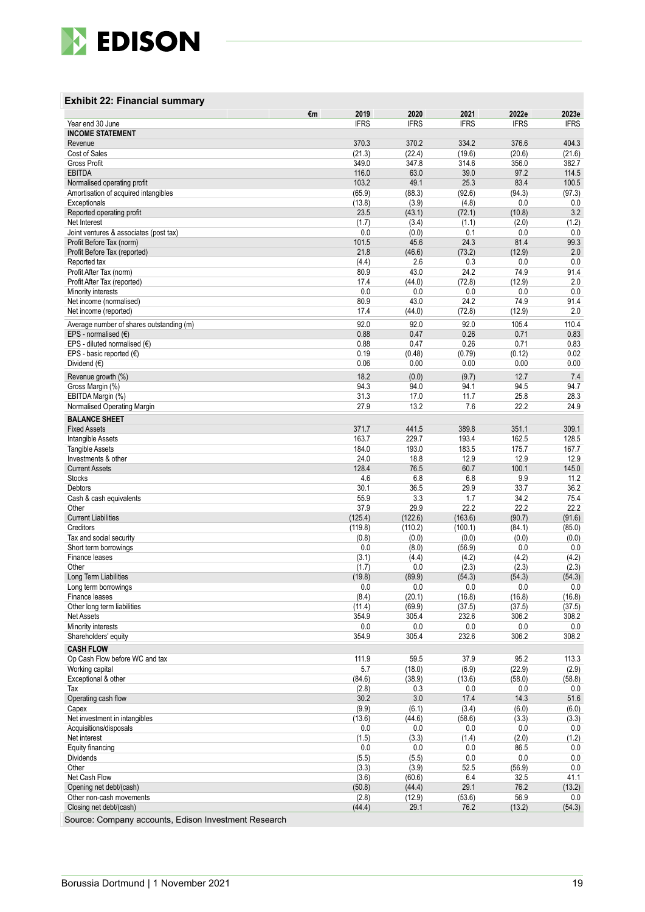### Exhibit 22: Financial summary

| €m | 2019 | 2020 | 2021 | 2022e | 2023e |
|---|---|---|---|---|---|
| Year end 30 June | IFRS | IFRS | IFRS | IFRS | IFRS |
| **INCOME STATEMENT** | | | | | |
| Revenue | 370.3 | 370.2 | 334.2 | 376.6 | 404.3 |
| Cost of Sales | (21.3) | (22.4) | (19.6) | (20.6) | (21.6) |
| Gross Profit | 349.0 | 347.8 | 314.6 | 356.0 | 382.7 |
| EBITDA | 116.0 | 63.0 | 39.0 | 97.2 | 114.5 |
| Normalised operating profit | 103.2 | 49.1 | 25.3 | 83.4 | 100.5 |
| Amortisation of acquired intangibles | (65.9) | (88.3) | (92.6) | (94.3) | (97.3) |
| Exceptionals | (13.8) | (3.9) | (4.8) | 0.0 | 0.0 |
| Reported operating profit | 23.5 | (43.1) | (72.1) | (10.8) | 3.2 |
| Net Interest | (1.7) | (3.4) | (1.1) | (2.0) | (1.2) |
| Joint ventures & associates (post tax) | 0.0 | (0.0) | 0.1 | 0.0 | 0.0 |
| Profit Before Tax (norm) | 101.5 | 45.6 | 24.3 | 81.4 | 99.3 |
| Profit Before Tax (reported) | 21.8 | (46.6) | (73.2) | (12.9) | 2.0 |
| Reported tax | (4.4) | 2.6 | 0.3 | 0.0 | 0.0 |
| Profit After Tax (norm) | 80.9 | 43.0 | 24.2 | 74.9 | 91.4 |
| Profit After Tax (reported) | 17.4 | (44.0) | (72.8) | (12.9) | 2.0 |
| Minority interests | 0.0 | 0.0 | 0.0 | 0.0 | 0.0 |
| Net income (normalised) | 80.9 | 43.0 | 24.2 | 74.9 | 91.4 |
| Net income (reported) | 17.4 | (44.0) | (72.8) | (12.9) | 2.0 |
| Average number of shares outstanding (m) | 92.0 | 92.0 | 92.0 | 105.4 | 110.4 |
| EPS - normalised (€) | 0.88 | 0.47 | 0.26 | 0.71 | 0.83 |
| EPS - diluted normalised (€) | 0.88 | 0.47 | 0.26 | 0.71 | 0.83 |
| EPS - basic reported (€) | 0.19 | (0.48) | (0.79) | (0.12) | 0.02 |
| Dividend (€) | 0.06 | 0.00 | 0.00 | 0.00 | 0.00 |
| Revenue growth (%) | 18.2 | (0.0) | (9.7) | 12.7 | 7.4 |
| Gross Margin (%) | 94.3 | 94.0 | 94.1 | 94.5 | 94.7 |
| EBITDA Margin (%) | 31.3 | 17.0 | 11.7 | 25.8 | 28.3 |
| Normalised Operating Margin | 27.9 | 13.2 | 7.6 | 22.2 | 24.9 |
| **BALANCE SHEET** | | | | | |
| Fixed Assets | 371.7 | 441.5 | 389.8 | 351.1 | 309.1 |
| Intangible Assets | 163.7 | 229.7 | 193.4 | 162.5 | 128.5 |
| Tangible Assets | 184.0 | 193.0 | 183.5 | 175.7 | 167.7 |
| Investments & other | 24.0 | 18.8 | 12.9 | 12.9 | 12.9 |
| Current Assets | 128.4 | 76.5 | 60.7 | 100.1 | 145.0 |
| Stocks | 4.6 | 6.8 | 6.8 | 9.9 | 11.2 |
| Debtors | 30.1 | 36.5 | 29.9 | 33.7 | 36.2 |
| Cash & cash equivalents | 55.9 | 3.3 | 1.7 | 34.2 | 75.4 |
| Other | 37.9 | 29.9 | 22.2 | 22.2 | 22.2 |
| Current Liabilities | (125.4) | (122.6) | (163.6) | (90.7) | (91.6) |
| Creditors | (119.8) | (110.2) | (100.1) | (84.1) | (85.0) |
| Tax and social security | (0.8) | (0.0) | (0.0) | (0.0) | (0.0) |
| Short term borrowings | 0.0 | (8.0) | (56.9) | 0.0 | 0.0 |
| Finance leases | (3.1) | (4.4) | (4.2) | (4.2) | (4.2) |
| Other | (1.7) | 0.0 | (2.3) | (2.3) | (2.3) |
| Long Term Liabilities | (19.8) | (89.9) | (54.3) | (54.3) | (54.3) |
| Long term borrowings | 0.0 | 0.0 | 0.0 | 0.0 | 0.0 |
| Finance leases | (8.4) | (20.1) | (16.8) | (16.8) | (16.8) |
| Other long term liabilities | (11.4) | (69.9) | (37.5) | (37.5) | (37.5) |
| Net Assets | 354.9 | 305.4 | 232.6 | 306.2 | 308.2 |
| Minority interests | 0.0 | 0.0 | 0.0 | 0.0 | 0.0 |
| Shareholders' equity | 354.9 | 305.4 | 232.6 | 306.2 | 308.2 |
| **CASH FLOW** | | | | | |
| Op Cash Flow before WC and tax | 111.9 | 59.5 | 37.9 | 95.2 | 113.3 |
| Working capital | 5.7 | (18.0) | (6.9) | (22.9) | (2.9) |
| Exceptional & other | (84.6) | (38.9) | (13.6) | (58.0) | (58.8) |
| Tax | (2.8) | 0.3 | 0.0 | 0.0 | 0.0 |
| Operating cash flow | 30.2 | 3.0 | 17.4 | 14.3 | 51.6 |
| Capex | (9.9) | (6.1) | (3.4) | (6.0) | (6.0) |
| Net investment in intangibles | (13.6) | (44.6) | (58.6) | (3.3) | (3.3) |
| Acquisitions/disposals | 0.0 | 0.0 | 0.0 | 0.0 | 0.0 |
| Net interest | (1.5) | (3.3) | (1.4) | (2.0) | (1.2) |
| Equity financing | 0.0 | 0.0 | 0.0 | 86.5 | 0.0 |
| Dividends | (5.5) | (5.5) | 0.0 | 0.0 | 0.0 |
| Other | (3.3) | (3.9) | 52.5 | (56.9) | 0.0 |
| Net Cash Flow | (3.6) | (60.6) | 6.4 | 32.5 | 41.1 |
| Opening net debt/(cash) | (50.8) | (44.4) | 29.1 | 76.2 | (13.2) |
| Other non-cash movements | (2.8) | (12.9) | (53.6) | 56.9 | 0.0 |
| Closing net debt/(cash) | (44.4) | 29.1 | 76.2 | (13.2) | (54.3) |

Source: Company accounts, Edison Investment Research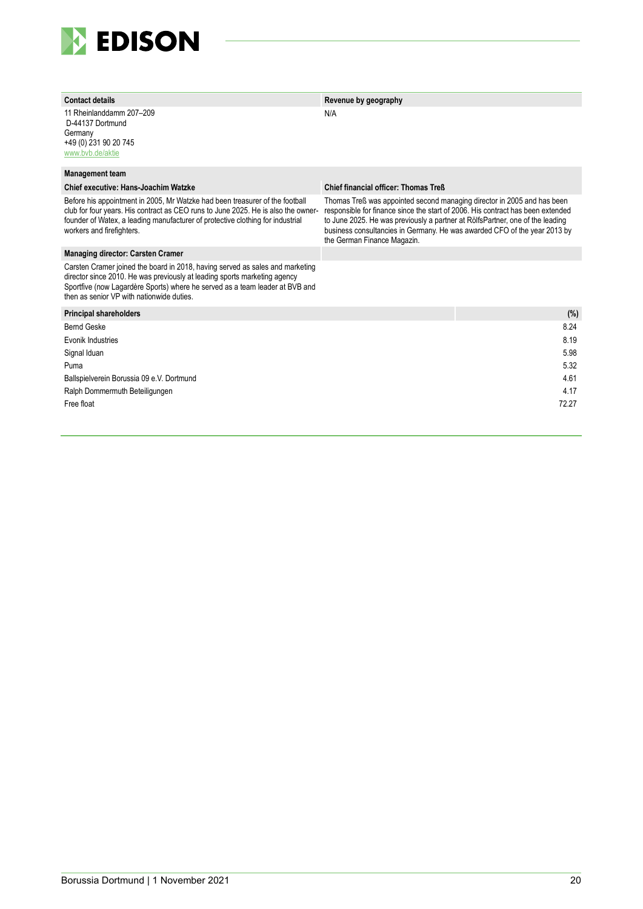**Contact details**

11 Rheinlanddamm 207–209
D-44137 Dortmund
Germany
+49 (0) 231 90 20 745
www.bvb.de/aktie

**Revenue by geography**

N/A

**Management team**

**Chief executive: Hans-Joachim Watzke**

Before his appointment in 2005, Mr Watzke had been treasurer of the football club for four years. His contract as CEO runs to June 2025. He is also the owner-founder of Watex, a leading manufacturer of protective clothing for industrial workers and firefighters.

**Chief financial officer: Thomas Treß**

Thomas Treß was appointed second managing director in 2005 and has been responsible for finance since the start of 2006. His contract has been extended to June 2025. He was previously a partner at RölfsPartner, one of the leading business consultancies in Germany. He was awarded CFO of the year 2013 by the German Finance Magazin.

**Managing director: Carsten Cramer**

Carsten Cramer joined the board in 2018, having served as sales and marketing director since 2010. He was previously at leading sports marketing agency Sportfive (now Lagardère Sports) where he served as a team leader at BVB and then as senior VP with nationwide duties.

| Principal shareholders | (%) |
| --- | --- |
| Bernd Geske | 8.24 |
| Evonik Industries | 8.19 |
| Signal Iduan | 5.98 |
| Puma | 5.32 |
| Ballspielverein Borussia 09 e.V. Dortmund | 4.61 |
| Ralph Dommermuth Beteiligungen | 4.17 |
| Free float | 72.27 |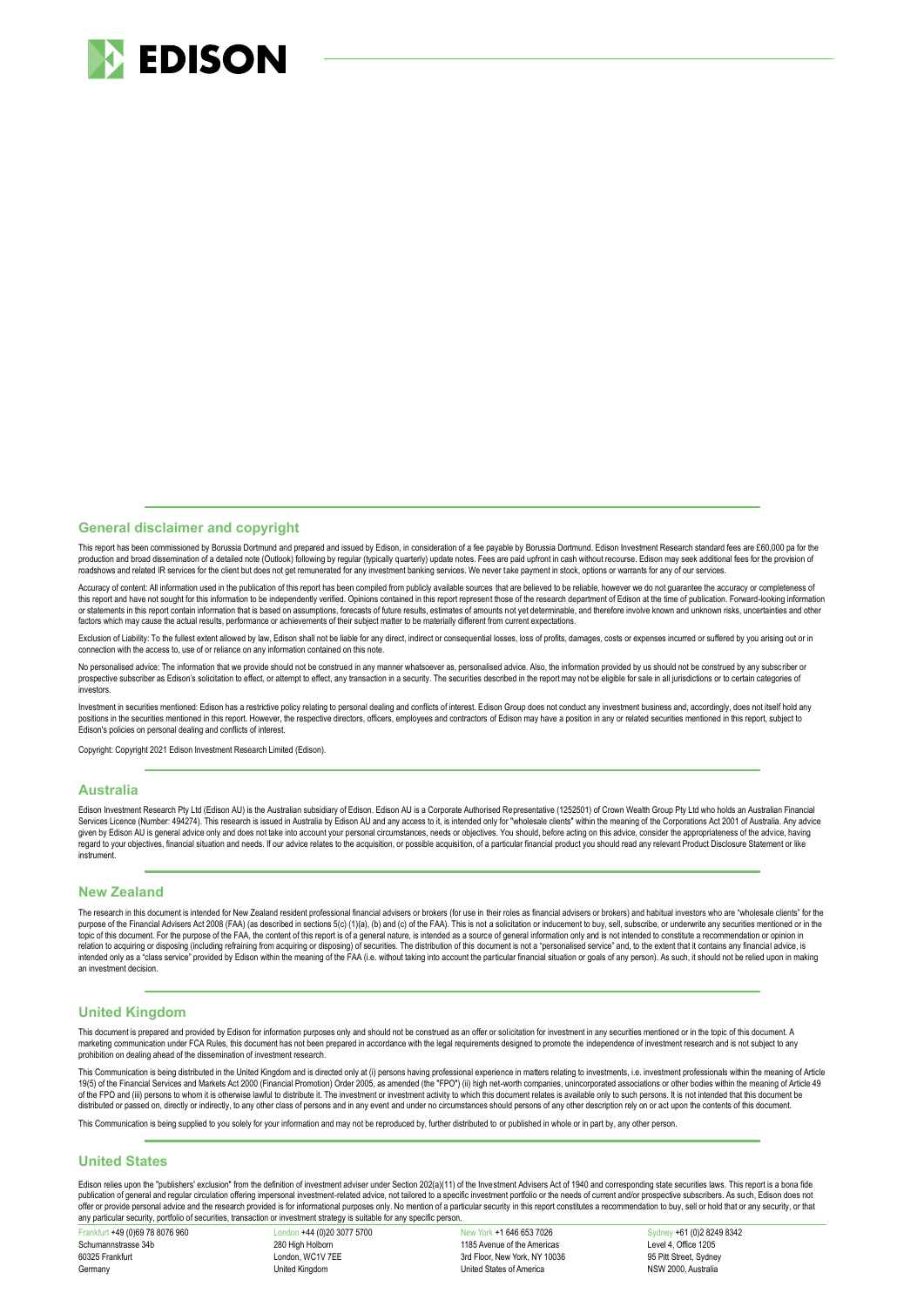## General disclaimer and copyright

This report has been commissioned by Borussia Dortmund and prepared and issued by Edison, in consideration of a fee payable by Borussia Dortmund. Edison Investment Research standard fees are £60,000 pa for the production and broad dissemination of a detailed note (Outlook) following by regular (typically quarterly) update notes. Fees are paid upfront in cash without recourse. Edison may seek additional fees for the provision of roadshows and related IR services for the client but does not get remunerated for any investment banking services. We never take payment in stock, options or warrants for any of our services.

Accuracy of content: All information used in the publication of this report has been compiled from publicly available sources that are believed to be reliable, however we do not guarantee the accuracy or completeness of this report and have not sought for this information to be independently verified. Opinions contained in this report represent those of the research department of Edison at the time of publication. Forward-looking information or statements in this report contain information that is based on assumptions, forecasts of future results, estimates of amounts not yet determinable, and therefore involve known and unknown risks, uncertainties and other factors which may cause the actual results, performance or achievements of their subject matter to be materially different from current expectations.

Exclusion of Liability: To the fullest extent allowed by law, Edison shall not be liable for any direct, indirect or consequential losses, loss of profits, damages, costs or expenses incurred or suffered by you arising out or in connection with the access to, use of or reliance on any information contained on this note.

No personalised advice: The information that we provide should not be construed in any manner whatsoever as, personalised advice. Also, the information provided by us should not be construed by any subscriber or prospective subscriber as Edison's solicitation to effect, or attempt to effect, any transaction in a security. The securities described in the report may not be eligible for sale in all jurisdictions or to certain categories of investors.

Investment in securities mentioned: Edison has a restrictive policy relating to personal dealing and conflicts of interest. Edison Group does not conduct any investment business and, accordingly, does not itself hold any positions in the securities mentioned in this report. However, the respective directors, officers, employees and contractors of Edison may have a position in any or related securities mentioned in this report, subject to Edison's policies on personal dealing and conflicts of interest.

Copyright: Copyright 2021 Edison Investment Research Limited (Edison).

## Australia

Edison Investment Research Pty Ltd (Edison AU) is the Australian subsidiary of Edison. Edison AU is a Corporate Authorised Representative (1252501) of Crown Wealth Group Pty Ltd who holds an Australian Financial Services Licence (Number: 494274). This research is issued in Australia by Edison AU and any access to it, is intended only for "wholesale clients" within the meaning of the Corporations Act 2001 of Australia. Any advice given by Edison AU is general advice only and does not take into account your personal circumstances, needs or objectives. You should, before acting on this advice, consider the appropriateness of the advice, having regard to your objectives, financial situation and needs. If our advice relates to the acquisition, or possible acquisition, of a particular financial product you should read any relevant Product Disclosure Statement or like instrument.

## New Zealand

The research in this document is intended for New Zealand resident professional financial advisers or brokers (for use in their roles as financial advisers or brokers) and habitual investors who are "wholesale clients" for the purpose of the Financial Advisers Act 2008 (FAA) (as described in sections 5(c) (1)(a), (b) and (c) of the FAA). This is not a solicitation or inducement to buy, sell, subscribe, or underwrite any securities mentioned or in the topic of this document. For the purpose of the FAA, the content of this report is of a general nature, is intended as a source of general information only and is not intended to constitute a recommendation or opinion in relation to acquiring or disposing (including refraining from acquiring or disposing) of securities. The distribution of this document is not a "personalised service" and, to the extent that it contains any financial advice, is intended only as a "class service" provided by Edison within the meaning of the FAA (i.e. without taking into account the particular financial situation or goals of any person). As such, it should not be relied upon in making an investment decision.

## United Kingdom

This document is prepared and provided by Edison for information purposes only and should not be construed as an offer or solicitation for investment in any securities mentioned or in the topic of this document. A marketing communication under FCA Rules, this document has not been prepared in accordance with the legal requirements designed to promote the independence of investment research and is not subject to any prohibition on dealing ahead of the dissemination of investment research.

This Communication is being distributed in the United Kingdom and is directed only at (i) persons having professional experience in matters relating to investments, i.e. investment professionals within the meaning of Article 19(5) of the Financial Services and Markets Act 2000 (Financial Promotion) Order 2005, as amended (the "FPO") (ii) high net-worth companies, unincorporated associations or other bodies within the meaning of Article 49 of the FPO and (iii) persons to whom it is otherwise lawful to distribute it. The investment or investment activity to which this document relates is available only to such persons. It is not intended that this document be distributed or passed on, directly or indirectly, to any other class of persons and in any event and under no circumstances should persons of any other description rely on or act upon the contents of this document.

This Communication is being supplied to you solely for your information and may not be reproduced by, further distributed to or published in whole or in part by, any other person.

## United States

Edison relies upon the "publishers' exclusion" from the definition of investment adviser under Section 202(a)(11) of the Investment Advisers Act of 1940 and corresponding state securities laws. This report is a bona fide publication of general and regular circulation offering impersonal investment-related advice, not tailored to a specific investment portfolio or the needs of current and/or prospective subscribers. As such, Edison does not offer or provide personal advice and the research provided is for informational purposes only. No mention of a particular security in this report constitutes a recommendation to buy, sell or hold that or any security, or that any particular security, portfolio of securities, transaction or investment strategy is suitable for any specific person.

Frankfurt +49 (0)69 78 8076 960
Schumannstrasse 34b
60325 Frankfurt
Germany

London +44 (0)20 3077 5700
280 High Holborn
London, WC1V 7EE
United Kingdom

New York +1 646 653 7026
1185 Avenue of the Americas
3rd Floor, New York, NY 10036
United States of America

Sydney +61 (0)2 8249 8342
Level 4, Office 1205
95 Pitt Street, Sydney
NSW 2000, Australia